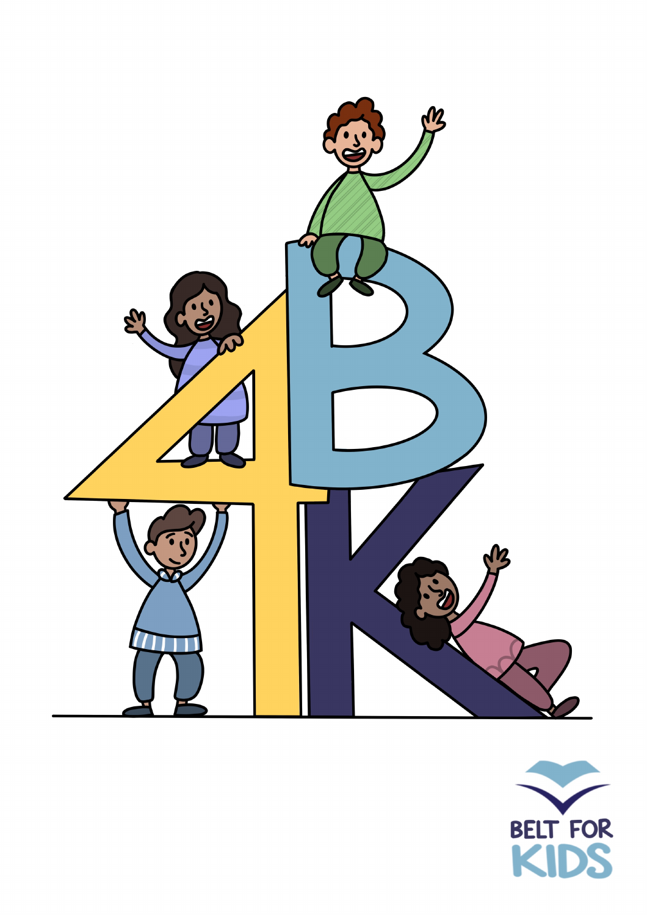BELT FOR KIDS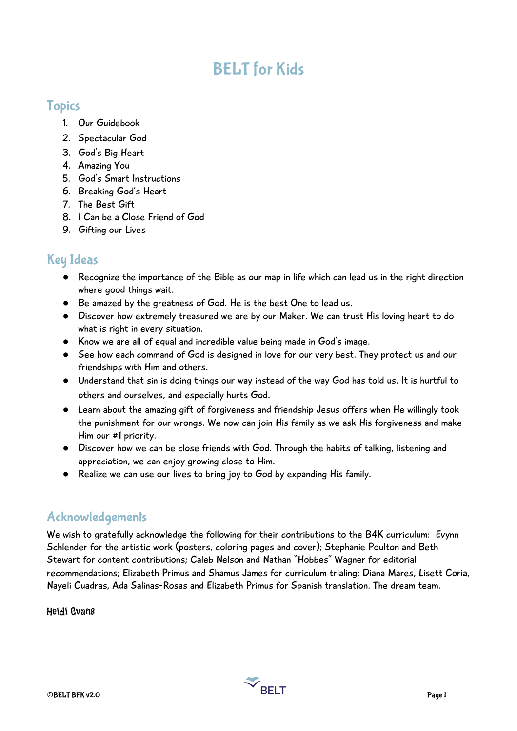# BELT for Kids

## Topics

1. Our Guidebook
2. Spectacular God
3. God's Big Heart
4. Amazing You
5. God's Smart Instructions
6. Breaking God's Heart
7. The Best Gift
8. I Can be a Close Friend of God
9. Gifting our Lives

## Key Ideas

- Recognize the importance of the Bible as our map in life which can lead us in the right direction where good things wait.
- Be amazed by the greatness of God. He is the best One to lead us.
- Discover how extremely treasured we are by our Maker. We can trust His loving heart to do what is right in every situation.
- Know we are all of equal and incredible value being made in God's image.
- See how each command of God is designed in love for our very best. They protect us and our friendships with Him and others.
- Understand that sin is doing things our way instead of the way God has told us. It is hurtful to others and ourselves, and especially hurts God.
- Learn about the amazing gift of forgiveness and friendship Jesus offers when He willingly took the punishment for our wrongs. We now can join His family as we ask His forgiveness and make Him our #1 priority.
- Discover how we can be close friends with God. Through the habits of talking, listening and appreciation, we can enjoy growing close to Him.
- Realize we can use our lives to bring joy to God by expanding His family.

## Acknowledgements

We wish to gratefully acknowledge the following for their contributions to the B4K curriculum: Evynn Schlender for the artistic work (posters, coloring pages and cover); Stephanie Poulton and Beth Stewart for content contributions; Caleb Nelson and Nathan "Hobbes" Wagner for editorial recommendations; Elizabeth Primus and Shamus James for curriculum trialing; Diana Mares, Lisett Coria, Nayeli Cuadras, Ada Salinas-Rosas and Elizabeth Primus for Spanish translation. The dream team.

Heidi Evans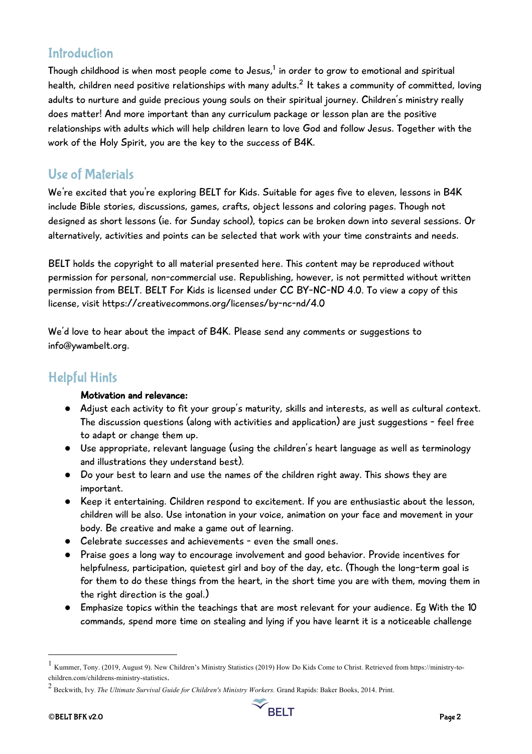## Introduction

Though childhood is when most people come to Jesus,[1] in order to grow to emotional and spiritual health, children need positive relationships with many adults.[2] It takes a community of committed, loving adults to nurture and guide precious young souls on their spiritual journey. Children's ministry really does matter! And more important than any curriculum package or lesson plan are the positive relationships with adults which will help children learn to love God and follow Jesus. Together with the work of the Holy Spirit, you are the key to the success of B4K.

## Use of Materials

We're excited that you're exploring BELT for Kids. Suitable for ages five to eleven, lessons in B4K include Bible stories, discussions, games, crafts, object lessons and coloring pages. Though not designed as short lessons (ie. for Sunday school), topics can be broken down into several sessions. Or alternatively, activities and points can be selected that work with your time constraints and needs.

BELT holds the copyright to all material presented here. This content may be reproduced without permission for personal, non-commercial use. Republishing, however, is not permitted without written permission from BELT. BELT For Kids is licensed under CC BY-NC-ND 4.0. To view a copy of this license, visit https://creativecommons.org/licenses/by-nc-nd/4.0

We'd love to hear about the impact of B4K. Please send any comments or suggestions to info@ywambelt.org.

## Helpful Hints

**Motivation and relevance:**

- Adjust each activity to fit your group's maturity, skills and interests, as well as cultural context. The discussion questions (along with activities and application) are just suggestions - feel free to adapt or change them up.
- Use appropriate, relevant language (using the children's heart language as well as terminology and illustrations they understand best).
- Do your best to learn and use the names of the children right away. This shows they are important.
- Keep it entertaining. Children respond to excitement. If you are enthusiastic about the lesson, children will be also. Use intonation in your voice, animation on your face and movement in your body. Be creative and make a game out of learning.
- Celebrate successes and achievements - even the small ones.
- Praise goes a long way to encourage involvement and good behavior. Provide incentives for helpfulness, participation, quietest girl and boy of the day, etc. (Though the long-term goal is for them to do these things from the heart, in the short time you are with them, moving them in the right direction is the goal.)
- Emphasize topics within the teachings that are most relevant for your audience. Eg With the 10 commands, spend more time on stealing and lying if you have learnt it is a noticeable challenge

---

[1] Kummer, Tony. (2019, August 9). New Children's Ministry Statistics (2019) How Do Kids Come to Christ. Retrieved from https://ministry-to-children.com/childrens-ministry-statistics.

[2] Beckwith, Ivy. *The Ultimate Survival Guide for Children's Ministry Workers.* Grand Rapids: Baker Books, 2014. Print.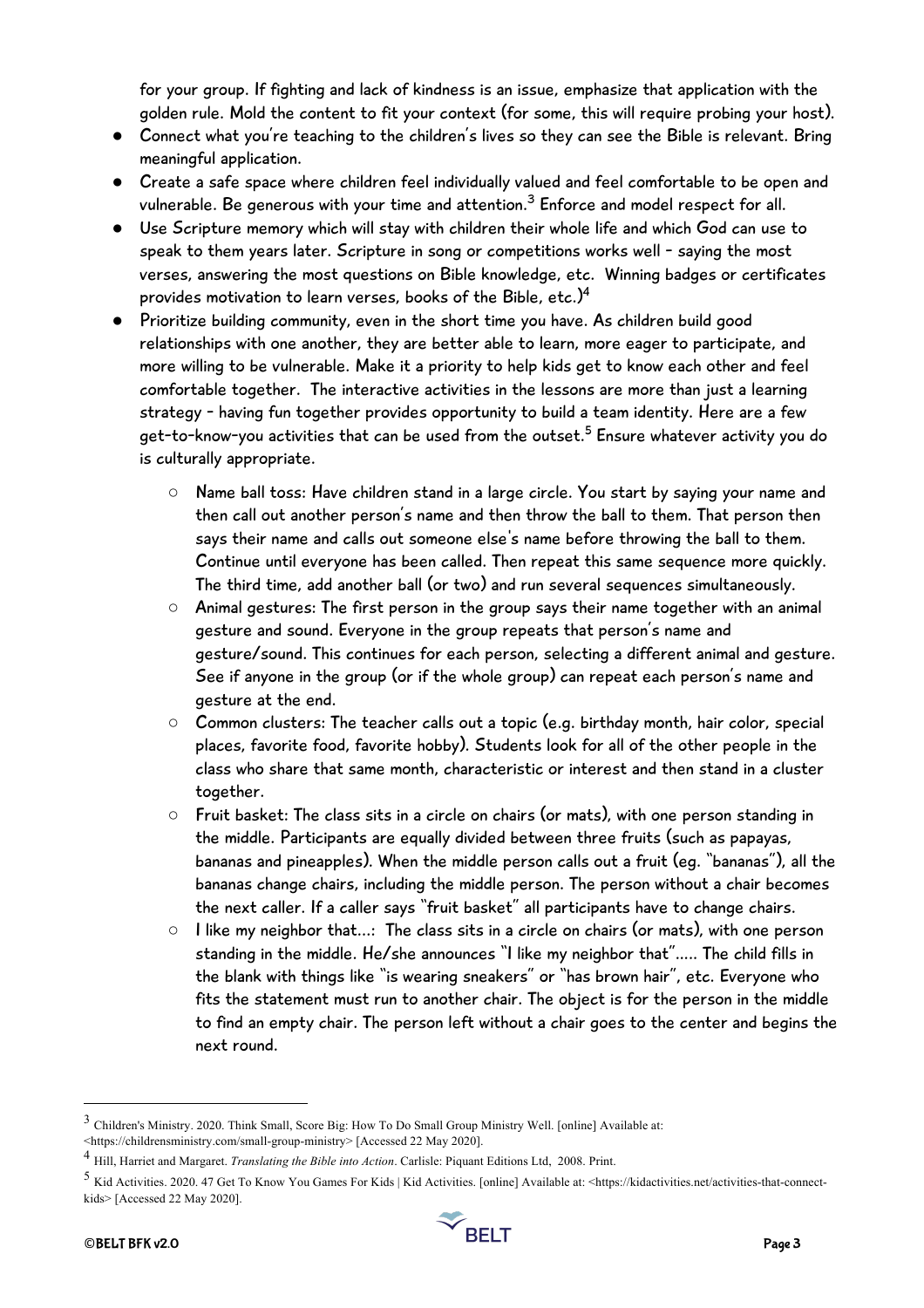for your group. If fighting and lack of kindness is an issue, emphasize that application with the golden rule. Mold the content to fit your context (for some, this will require probing your host).

- Connect what you're teaching to the children's lives so they can see the Bible is relevant. Bring meaningful application.
- Create a safe space where children feel individually valued and feel comfortable to be open and vulnerable. Be generous with your time and attention.[3] Enforce and model respect for all.
- Use Scripture memory which will stay with children their whole life and which God can use to speak to them years later. Scripture in song or competitions works well - saying the most verses, answering the most questions on Bible knowledge, etc. Winning badges or certificates provides motivation to learn verses, books of the Bible, etc.)[4]
- Prioritize building community, even in the short time you have. As children build good relationships with one another, they are better able to learn, more eager to participate, and more willing to be vulnerable. Make it a priority to help kids get to know each other and feel comfortable together. The interactive activities in the lessons are more than just a learning strategy - having fun together provides opportunity to build a team identity. Here are a few get-to-know-you activities that can be used from the outset.[5] Ensure whatever activity you do is culturally appropriate.
    - Name ball toss: Have children stand in a large circle. You start by saying your name and then call out another person's name and then throw the ball to them. That person then says their name and calls out someone else's name before throwing the ball to them. Continue until everyone has been called. Then repeat this same sequence more quickly. The third time, add another ball (or two) and run several sequences simultaneously.
    - Animal gestures: The first person in the group says their name together with an animal gesture and sound. Everyone in the group repeats that person's name and gesture/sound. This continues for each person, selecting a different animal and gesture. See if anyone in the group (or if the whole group) can repeat each person's name and gesture at the end.
    - Common clusters: The teacher calls out a topic (e.g. birthday month, hair color, special places, favorite food, favorite hobby). Students look for all of the other people in the class who share that same month, characteristic or interest and then stand in a cluster together.
    - Fruit basket: The class sits in a circle on chairs (or mats), with one person standing in the middle. Participants are equally divided between three fruits (such as papayas, bananas and pineapples). When the middle person calls out a fruit (eg. "bananas"), all the bananas change chairs, including the middle person. The person without a chair becomes the next caller. If a caller says "fruit basket" all participants have to change chairs.
    - I like my neighbor that...: The class sits in a circle on chairs (or mats), with one person standing in the middle. He/she announces "I like my neighbor that"..... The child fills in the blank with things like "is wearing sneakers" or "has brown hair", etc. Everyone who fits the statement must run to another chair. The object is for the person in the middle to find an empty chair. The person left without a chair goes to the center and begins the next round.

---

[3] Children's Ministry. 2020. Think Small, Score Big: How To Do Small Group Ministry Well. [online] Available at: <https://childrensministry.com/small-group-ministry> [Accessed 22 May 2020].

[4] Hill, Harriet and Margaret. *Translating the Bible into Action*. Carlisle: Piquant Editions Ltd, 2008. Print.

[5] Kid Activities. 2020. 47 Get To Know You Games For Kids | Kid Activities. [online] Available at: <https://kidactivities.net/activities-that-connect-kids> [Accessed 22 May 2020].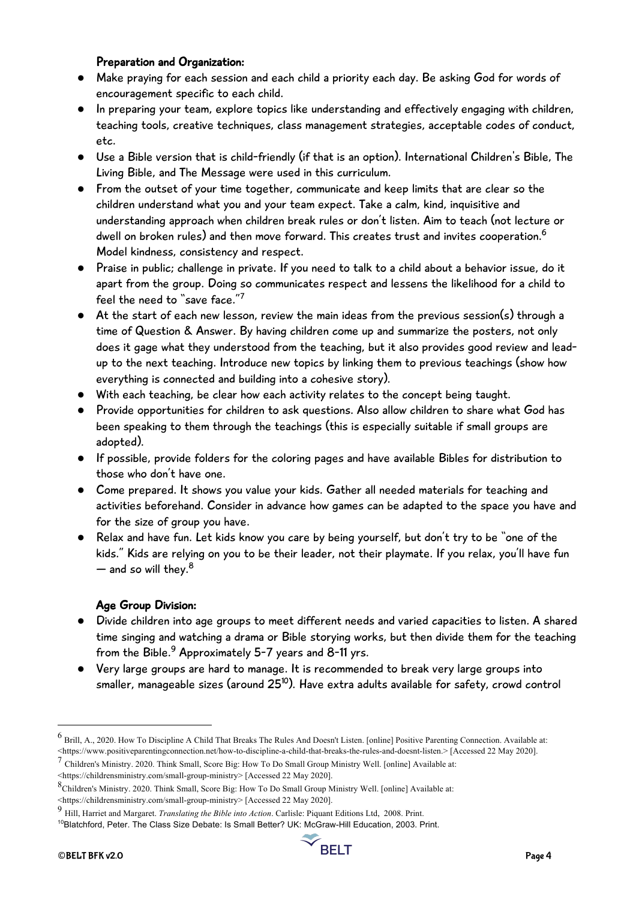### Preparation and Organization:

- Make praying for each session and each child a priority each day. Be asking God for words of encouragement specific to each child.
- In preparing your team, explore topics like understanding and effectively engaging with children, teaching tools, creative techniques, class management strategies, acceptable codes of conduct, etc.
- Use a Bible version that is child-friendly (if that is an option). International Children's Bible, The Living Bible, and The Message were used in this curriculum.
- From the outset of your time together, communicate and keep limits that are clear so the children understand what you and your team expect. Take a calm, kind, inquisitive and understanding approach when children break rules or don't listen. Aim to teach (not lecture or dwell on broken rules) and then move forward. This creates trust and invites cooperation.[6] Model kindness, consistency and respect.
- Praise in public; challenge in private. If you need to talk to a child about a behavior issue, do it apart from the group. Doing so communicates respect and lessens the likelihood for a child to feel the need to "save face."[7]
- At the start of each new lesson, review the main ideas from the previous session(s) through a time of Question & Answer. By having children come up and summarize the posters, not only does it gage what they understood from the teaching, but it also provides good review and lead-up to the next teaching. Introduce new topics by linking them to previous teachings (show how everything is connected and building into a cohesive story).
- With each teaching, be clear how each activity relates to the concept being taught.
- Provide opportunities for children to ask questions. Also allow children to share what God has been speaking to them through the teachings (this is especially suitable if small groups are adopted).
- If possible, provide folders for the coloring pages and have available Bibles for distribution to those who don't have one.
- Come prepared. It shows you value your kids. Gather all needed materials for teaching and activities beforehand. Consider in advance how games can be adapted to the space you have and for the size of group you have.
- Relax and have fun. Let kids know you care by being yourself, but don't try to be "one of the kids." Kids are relying on you to be their leader, not their playmate. If you relax, you'll have fun — and so will they.[8]

### Age Group Division:

- Divide children into age groups to meet different needs and varied capacities to listen. A shared time singing and watching a drama or Bible storying works, but then divide them for the teaching from the Bible.[9] Approximately 5-7 years and 8-11 yrs.
- Very large groups are hard to manage. It is recommended to break very large groups into smaller, manageable sizes (around 25[10]). Have extra adults available for safety, crowd control

---

[6] Brill, A., 2020. How To Discipline A Child That Breaks The Rules And Doesn't Listen. [online] Positive Parenting Connection. Available at: <https://www.positiveparentingconnection.net/how-to-discipline-a-child-that-breaks-the-rules-and-doesnt-listen.> [Accessed 22 May 2020].

[7] Children's Ministry. 2020. Think Small, Score Big: How To Do Small Group Ministry Well. [online] Available at: <https://childrensministry.com/small-group-ministry> [Accessed 22 May 2020].

[8] Children's Ministry. 2020. Think Small, Score Big: How To Do Small Group Ministry Well. [online] Available at: <https://childrensministry.com/small-group-ministry> [Accessed 22 May 2020].

[9] Hill, Harriet and Margaret. *Translating the Bible into Action*. Carlisle: Piquant Editions Ltd, 2008. Print.

[10] Blatchford, Peter. The Class Size Debate: Is Small Better? UK: McGraw-Hill Education, 2003. Print.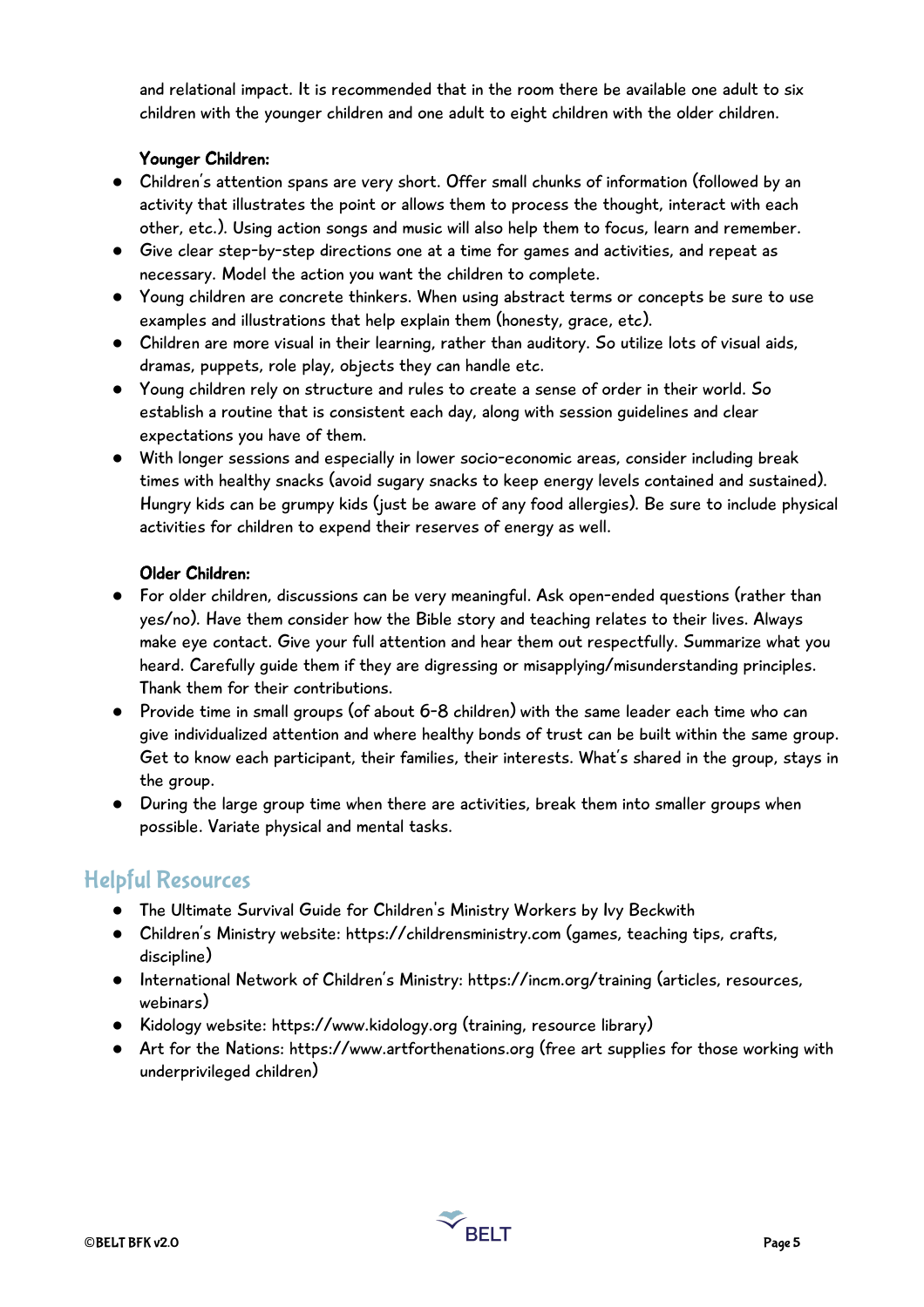and relational impact. It is recommended that in the room there be available one adult to six children with the younger children and one adult to eight children with the older children.

**Younger Children:**

- Children's attention spans are very short. Offer small chunks of information (followed by an activity that illustrates the point or allows them to process the thought, interact with each other, etc.). Using action songs and music will also help them to focus, learn and remember.
- Give clear step-by-step directions one at a time for games and activities, and repeat as necessary. Model the action you want the children to complete.
- Young children are concrete thinkers. When using abstract terms or concepts be sure to use examples and illustrations that help explain them (honesty, grace, etc).
- Children are more visual in their learning, rather than auditory. So utilize lots of visual aids, dramas, puppets, role play, objects they can handle etc.
- Young children rely on structure and rules to create a sense of order in their world. So establish a routine that is consistent each day, along with session guidelines and clear expectations you have of them.
- With longer sessions and especially in lower socio-economic areas, consider including break times with healthy snacks (avoid sugary snacks to keep energy levels contained and sustained). Hungry kids can be grumpy kids (just be aware of any food allergies). Be sure to include physical activities for children to expend their reserves of energy as well.

**Older Children:**

- For older children, discussions can be very meaningful. Ask open-ended questions (rather than yes/no). Have them consider how the Bible story and teaching relates to their lives. Always make eye contact. Give your full attention and hear them out respectfully. Summarize what you heard. Carefully guide them if they are digressing or misapplying/misunderstanding principles. Thank them for their contributions.
- Provide time in small groups (of about 6-8 children) with the same leader each time who can give individualized attention and where healthy bonds of trust can be built within the same group. Get to know each participant, their families, their interests. What's shared in the group, stays in the group.
- During the large group time when there are activities, break them into smaller groups when possible. Variate physical and mental tasks.

## Helpful Resources

- The Ultimate Survival Guide for Children's Ministry Workers by Ivy Beckwith
- Children's Ministry website: https://childrensministry.com (games, teaching tips, crafts, discipline)
- International Network of Children's Ministry: https://incm.org/training (articles, resources, webinars)
- Kidology website: https://www.kidology.org (training, resource library)
- Art for the Nations: https://www.artforthenations.org (free art supplies for those working with underprivileged children)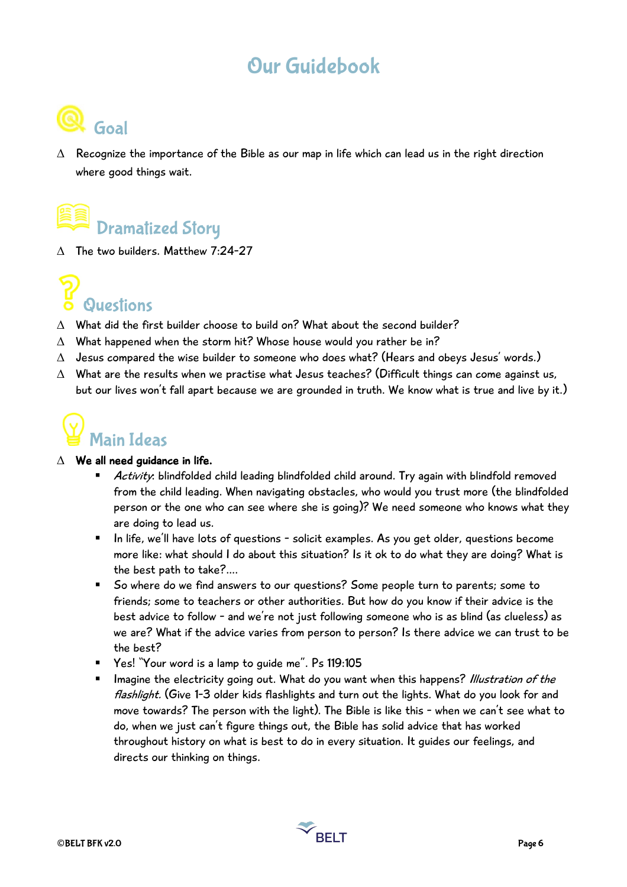# Our Guidebook

## Goal

- Recognize the importance of the Bible as our map in life which can lead us in the right direction where good things wait.

## Dramatized Story

- The two builders. Matthew 7:24-27

## Questions

- What did the first builder choose to build on? What about the second builder?
- What happened when the storm hit? Whose house would you rather be in?
- Jesus compared the wise builder to someone who does what? (Hears and obeys Jesus' words.)
- What are the results when we practise what Jesus teaches? (Difficult things can come against us, but our lives won't fall apart because we are grounded in truth. We know what is true and live by it.)

## Main Ideas

- **We all need guidance in life.**
  - *Activity*: blindfolded child leading blindfolded child around. Try again with blindfold removed from the child leading. When navigating obstacles, who would you trust more (the blindfolded person or the one who can see where she is going)? We need someone who knows what they are doing to lead us.
  - In life, we'll have lots of questions - solicit examples. As you get older, questions become more like: what should I do about this situation? Is it ok to do what they are doing? What is the best path to take?....
  - So where do we find answers to our questions? Some people turn to parents; some to friends; some to teachers or other authorities. But how do you know if their advice is the best advice to follow - and we're not just following someone who is as blind (as clueless) as we are? What if the advice varies from person to person? Is there advice we can trust to be the best?
  - Yes! "Your word is a lamp to guide me". Ps 119:105
  - Imagine the electricity going out. What do you want when this happens? *Illustration of the flashlight.* (Give 1-3 older kids flashlights and turn out the lights. What do you look for and move towards? The person with the light). The Bible is like this - when we can't see what to do, when we just can't figure things out, the Bible has solid advice that has worked throughout history on what is best to do in every situation. It guides our feelings, and directs our thinking on things.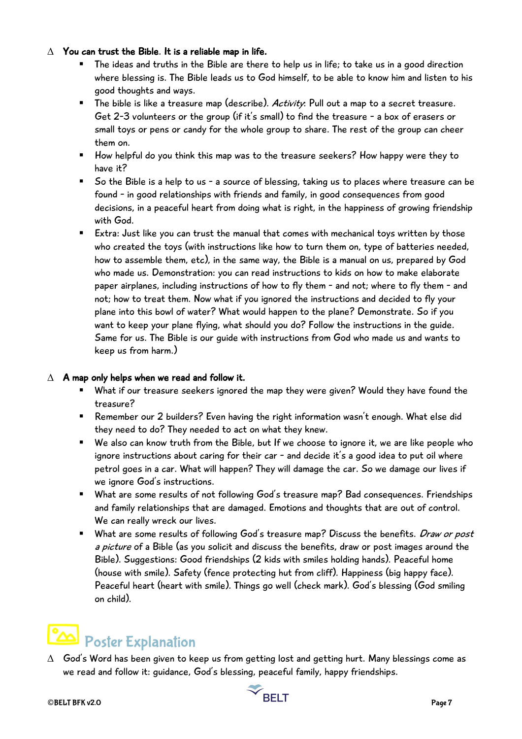∆ **You can trust the Bible. It is a reliable map in life.**

- The ideas and truths in the Bible are there to help us in life; to take us in a good direction where blessing is. The Bible leads us to God himself, to be able to know him and listen to his good thoughts and ways.
- The bible is like a treasure map (describe). *Activity*: Pull out a map to a secret treasure. Get 2-3 volunteers or the group (if it's small) to find the treasure – a box of erasers or small toys or pens or candy for the whole group to share. The rest of the group can cheer them on.
- How helpful do you think this map was to the treasure seekers? How happy were they to have it?
- So the Bible is a help to us – a source of blessing, taking us to places where treasure can be found – in good relationships with friends and family, in good consequences from good decisions, in a peaceful heart from doing what is right, in the happiness of growing friendship with God.
- Extra: Just like you can trust the manual that comes with mechanical toys written by those who created the toys (with instructions like how to turn them on, type of batteries needed, how to assemble them, etc), in the same way, the Bible is a manual on us, prepared by God who made us. Demonstration: you can read instructions to kids on how to make elaborate paper airplanes, including instructions of how to fly them – and not; where to fly them – and not; how to treat them. Now what if you ignored the instructions and decided to fly your plane into this bowl of water? What would happen to the plane? Demonstrate. So if you want to keep your plane flying, what should you do? Follow the instructions in the guide. Same for us. The Bible is our guide with instructions from God who made us and wants to keep us from harm.)

∆ **A map only helps when we read and follow it.**

- What if our treasure seekers ignored the map they were given? Would they have found the treasure?
- Remember our 2 builders? Even having the right information wasn't enough. What else did they need to do? They needed to act on what they knew.
- We also can know truth from the Bible, but If we choose to ignore it, we are like people who ignore instructions about caring for their car – and decide it's a good idea to put oil where petrol goes in a car. What will happen? They will damage the car. So we damage our lives if we ignore God's instructions.
- What are some results of not following God's treasure map? Bad consequences. Friendships and family relationships that are damaged. Emotions and thoughts that are out of control. We can really wreck our lives.
- What are some results of following God's treasure map? Discuss the benefits. *Draw or post a picture* of a Bible (as you solicit and discuss the benefits, draw or post images around the Bible). Suggestions: Good friendships (2 kids with smiles holding hands). Peaceful home (house with smile). Safety (fence protecting hut from cliff). Happiness (big happy face). Peaceful heart (heart with smile). Things go well (check mark). God's blessing (God smiling on child).

## Poster Explanation

∆ God's Word has been given to keep us from getting lost and getting hurt. Many blessings come as we read and follow it: guidance, God's blessing, peaceful family, happy friendships.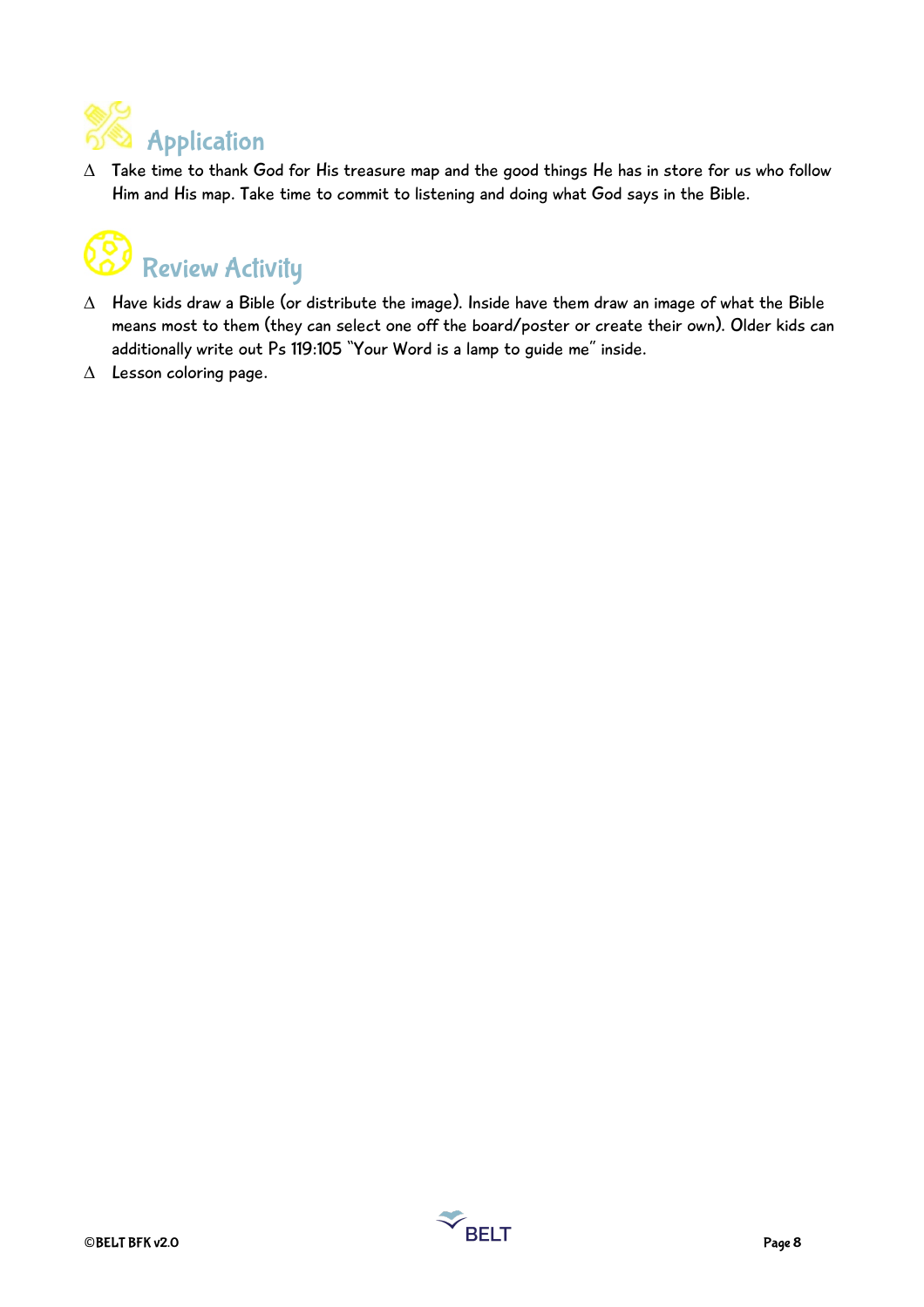## Application

- Take time to thank God for His treasure map and the good things He has in store for us who follow Him and His map. Take time to commit to listening and doing what God says in the Bible.

## Review Activity

- Have kids draw a Bible (or distribute the image). Inside have them draw an image of what the Bible means most to them (they can select one off the board/poster or create their own). Older kids can additionally write out Ps 119:105 "Your Word is a lamp to guide me" inside.
- Lesson coloring page.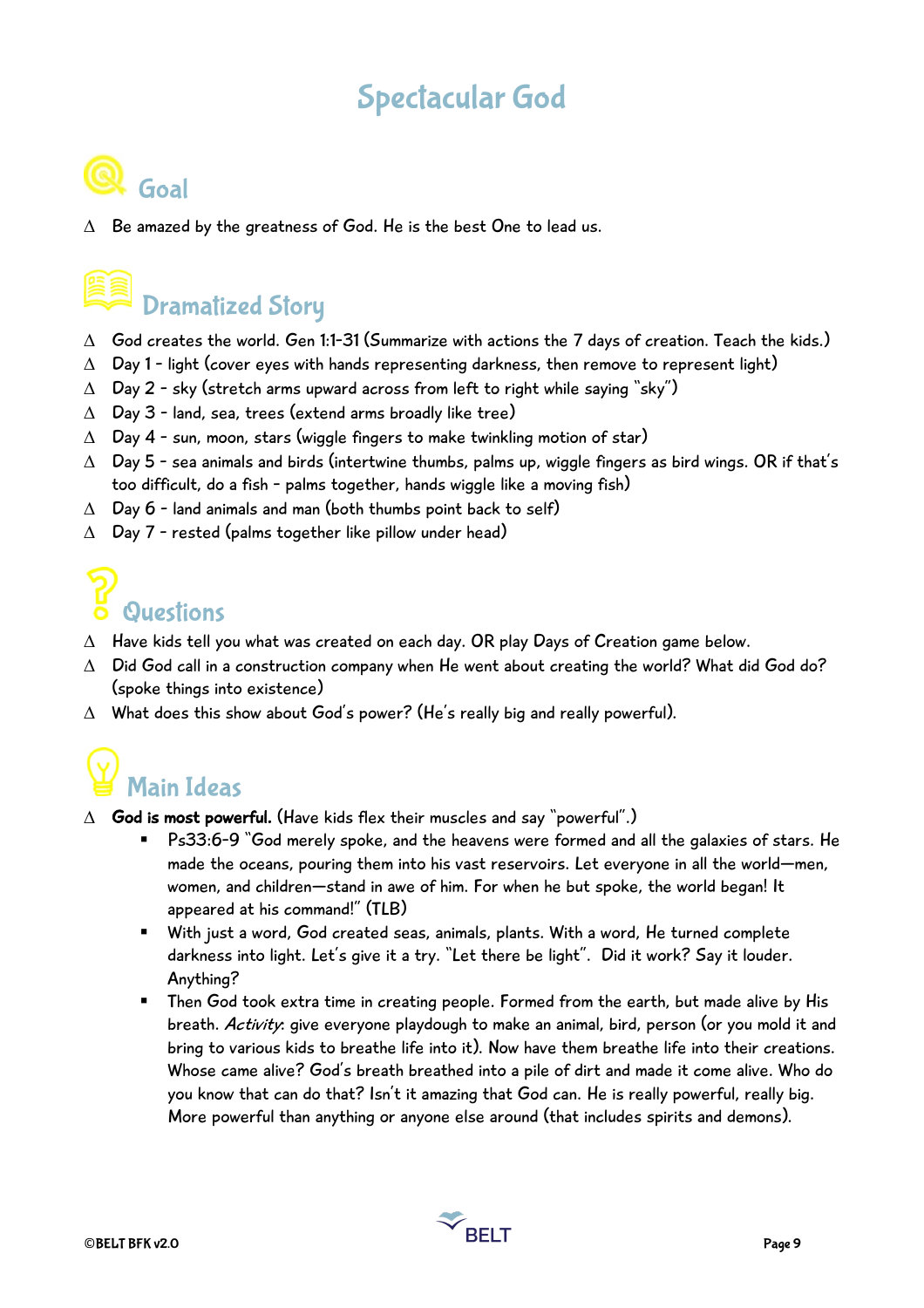# Spectacular God

## Goal

- Be amazed by the greatness of God. He is the best One to lead us.

## Dramatized Story

- God creates the world. Gen 1:1-31 (Summarize with actions the 7 days of creation. Teach the kids.)
- Day 1 - light (cover eyes with hands representing darkness, then remove to represent light)
- Day 2 - sky (stretch arms upward across from left to right while saying "sky")
- Day 3 - land, sea, trees (extend arms broadly like tree)
- Day 4 - sun, moon, stars (wiggle fingers to make twinkling motion of star)
- Day 5 - sea animals and birds (intertwine thumbs, palms up, wiggle fingers as bird wings. OR if that's too difficult, do a fish - palms together, hands wiggle like a moving fish)
- Day 6 - land animals and man (both thumbs point back to self)
- Day 7 - rested (palms together like pillow under head)

## Questions

- Have kids tell you what was created on each day. OR play Days of Creation game below.
- Did God call in a construction company when He went about creating the world? What did God do? (spoke things into existence)
- What does this show about God's power? (He's really big and really powerful).

## Main Ideas

- **God is most powerful.** (Have kids flex their muscles and say "powerful".)
  - Ps33:6-9 "God merely spoke, and the heavens were formed and all the galaxies of stars. He made the oceans, pouring them into his vast reservoirs. Let everyone in all the world—men, women, and children—stand in awe of him. For when he but spoke, the world began! It appeared at his command!" (TLB)
  - With just a word, God created seas, animals, plants. With a word, He turned complete darkness into light. Let's give it a try. "Let there be light". Did it work? Say it louder. Anything?
  - Then God took extra time in creating people. Formed from the earth, but made alive by His breath. *Activity*: give everyone playdough to make an animal, bird, person (or you mold it and bring to various kids to breathe life into it). Now have them breathe life into their creations. Whose came alive? God's breath breathed into a pile of dirt and made it come alive. Who do you know that can do that? Isn't it amazing that God can. He is really powerful, really big. More powerful than anything or anyone else around (that includes spirits and demons).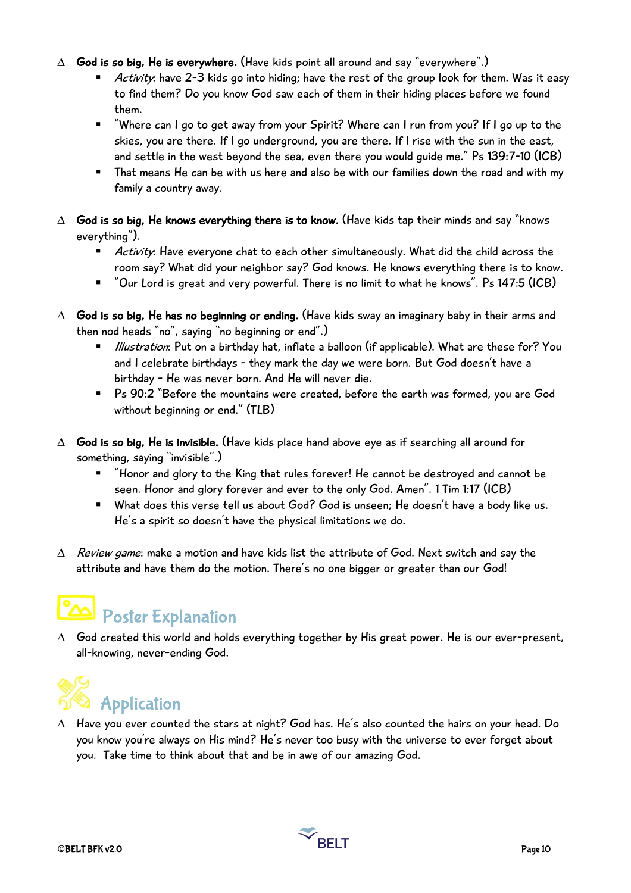- **God is so big, He is everywhere.** (Have kids point all around and say "everywhere".)
  - *Activity*: have 2-3 kids go into hiding; have the rest of the group look for them. Was it easy to find them? Do you know God saw each of them in their hiding places before we found them.
  - "Where can I go to get away from your Spirit? Where can I run from you? If I go up to the skies, you are there. If I go underground, you are there. If I rise with the sun in the east, and settle in the west beyond the sea, even there you would guide me." Ps 139:7-10 (ICB)
  - That means He can be with us here and also be with our families down the road and with my family a country away.

- **God is so big, He knows everything there is to know.** (Have kids tap their minds and say "knows everything").
  - *Activity*: Have everyone chat to each other simultaneously. What did the child across the room say? What did your neighbor say? God knows. He knows everything there is to know.
  - "Our Lord is great and very powerful. There is no limit to what he knows". Ps 147:5 (ICB)

- **God is so big, He has no beginning or ending.** (Have kids sway an imaginary baby in their arms and then nod heads "no", saying "no beginning or end".)
  - *Illustration*: Put on a birthday hat, inflate a balloon (if applicable). What are these for? You and I celebrate birthdays - they mark the day we were born. But God doesn't have a birthday - He was never born. And He will never die.
  - Ps 90:2 "Before the mountains were created, before the earth was formed, you are God without beginning or end." (TLB)

- **God is so big, He is invisible.** (Have kids place hand above eye as if searching all around for something, saying "invisible".)
  - "Honor and glory to the King that rules forever! He cannot be destroyed and cannot be seen. Honor and glory forever and ever to the only God. Amen". 1 Tim 1:17 (ICB)
  - What does this verse tell us about God? God is unseen; He doesn't have a body like us. He's a spirit so doesn't have the physical limitations we do.

- *Review game*: make a motion and have kids list the attribute of God. Next switch and say the attribute and have them do the motion. There's no one bigger or greater than our God!

## Poster Explanation

- God created this world and holds everything together by His great power. He is our ever-present, all-knowing, never-ending God.

## Application

- Have you ever counted the stars at night? God has. He's also counted the hairs on your head. Do you know you're always on His mind? He's never too busy with the universe to ever forget about you. Take time to think about that and be in awe of our amazing God.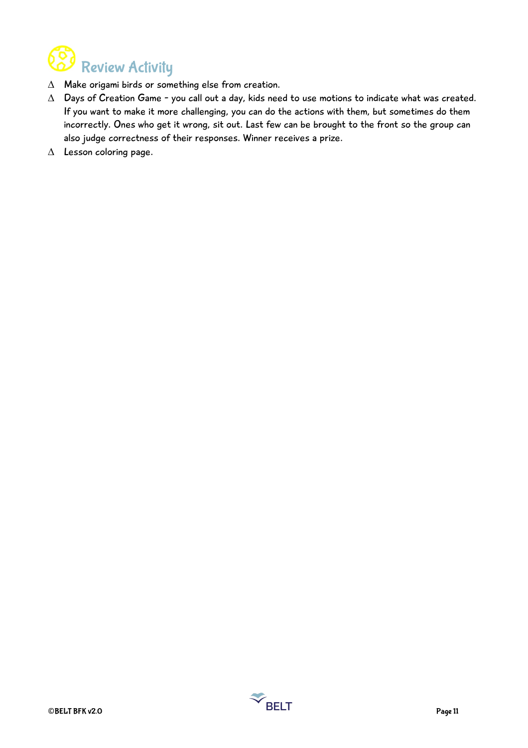## Review Activity

- Make origami birds or something else from creation.
- Days of Creation Game - you call out a day, kids need to use motions to indicate what was created. If you want to make it more challenging, you can do the actions with them, but sometimes do them incorrectly. Ones who get it wrong, sit out. Last few can be brought to the front so the group can also judge correctness of their responses. Winner receives a prize.
- Lesson coloring page.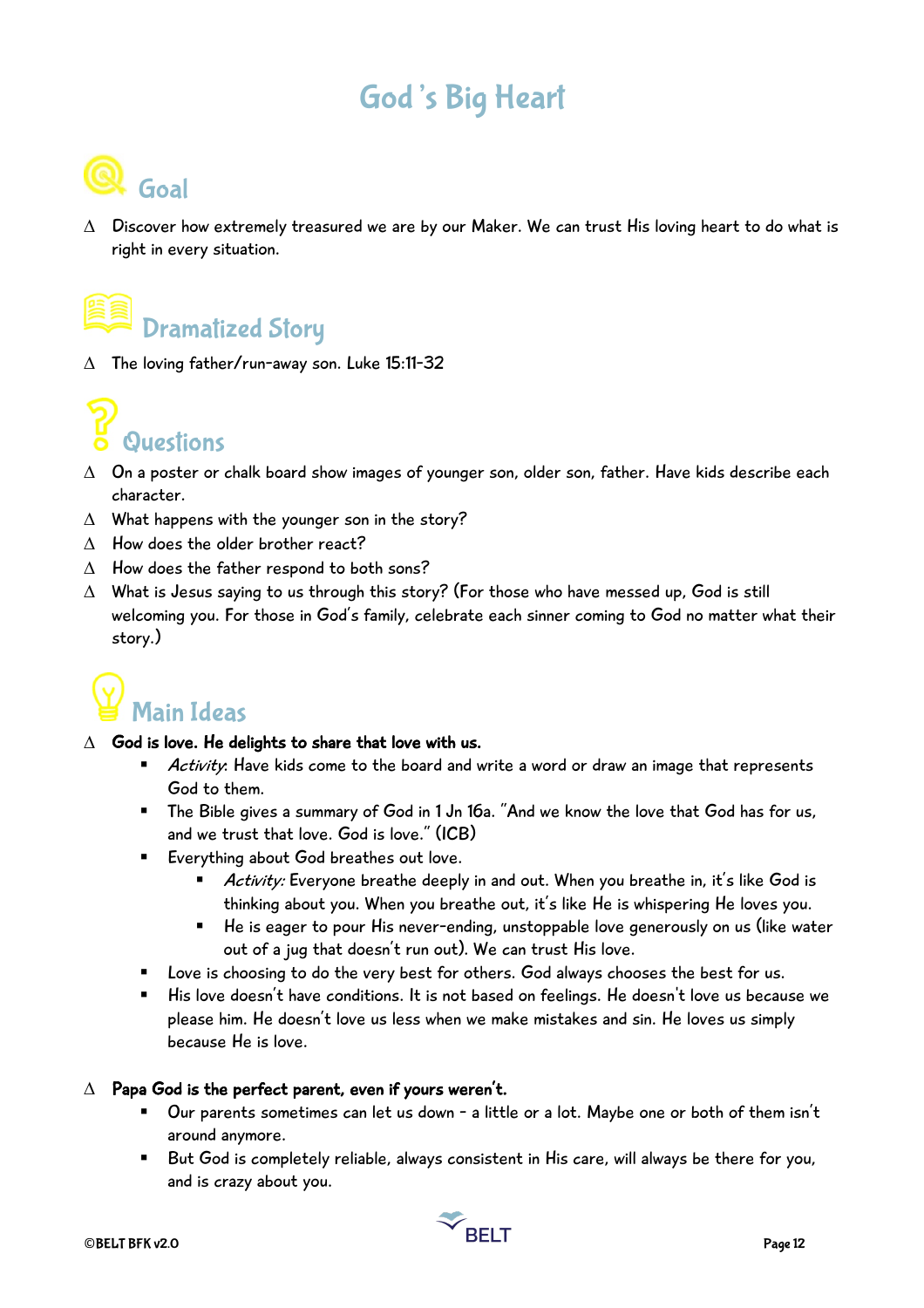# God's Big Heart

## Goal

- Discover how extremely treasured we are by our Maker. We can trust His loving heart to do what is right in every situation.

## Dramatized Story

- The loving father/run-away son. Luke 15:11-32

## Questions

- On a poster or chalk board show images of younger son, older son, father. Have kids describe each character.
- What happens with the younger son in the story?
- How does the older brother react?
- How does the father respond to both sons?
- What is Jesus saying to us through this story? (For those who have messed up, God is still welcoming you. For those in God's family, celebrate each sinner coming to God no matter what their story.)

## Main Ideas

- **God is love. He delights to share that love with us.**
  - *Activity*: Have kids come to the board and write a word or draw an image that represents God to them.
  - The Bible gives a summary of God in 1 Jn 16a. "And we know the love that God has for us, and we trust that love. God is love." (ICB)
  - Everything about God breathes out love.
    - *Activity:* Everyone breathe deeply in and out. When you breathe in, it's like God is thinking about you. When you breathe out, it's like He is whispering He loves you.
    - He is eager to pour His never-ending, unstoppable love generously on us (like water out of a jug that doesn't run out). We can trust His love.
  - Love is choosing to do the very best for others. God always chooses the best for us.
  - His love doesn't have conditions. It is not based on feelings. He doesn't love us because we please him. He doesn't love us less when we make mistakes and sin. He loves us simply because He is love.

- **Papa God is the perfect parent, even if yours weren't.**
  - Our parents sometimes can let us down - a little or a lot. Maybe one or both of them isn't around anymore.
  - But God is completely reliable, always consistent in His care, will always be there for you, and is crazy about you.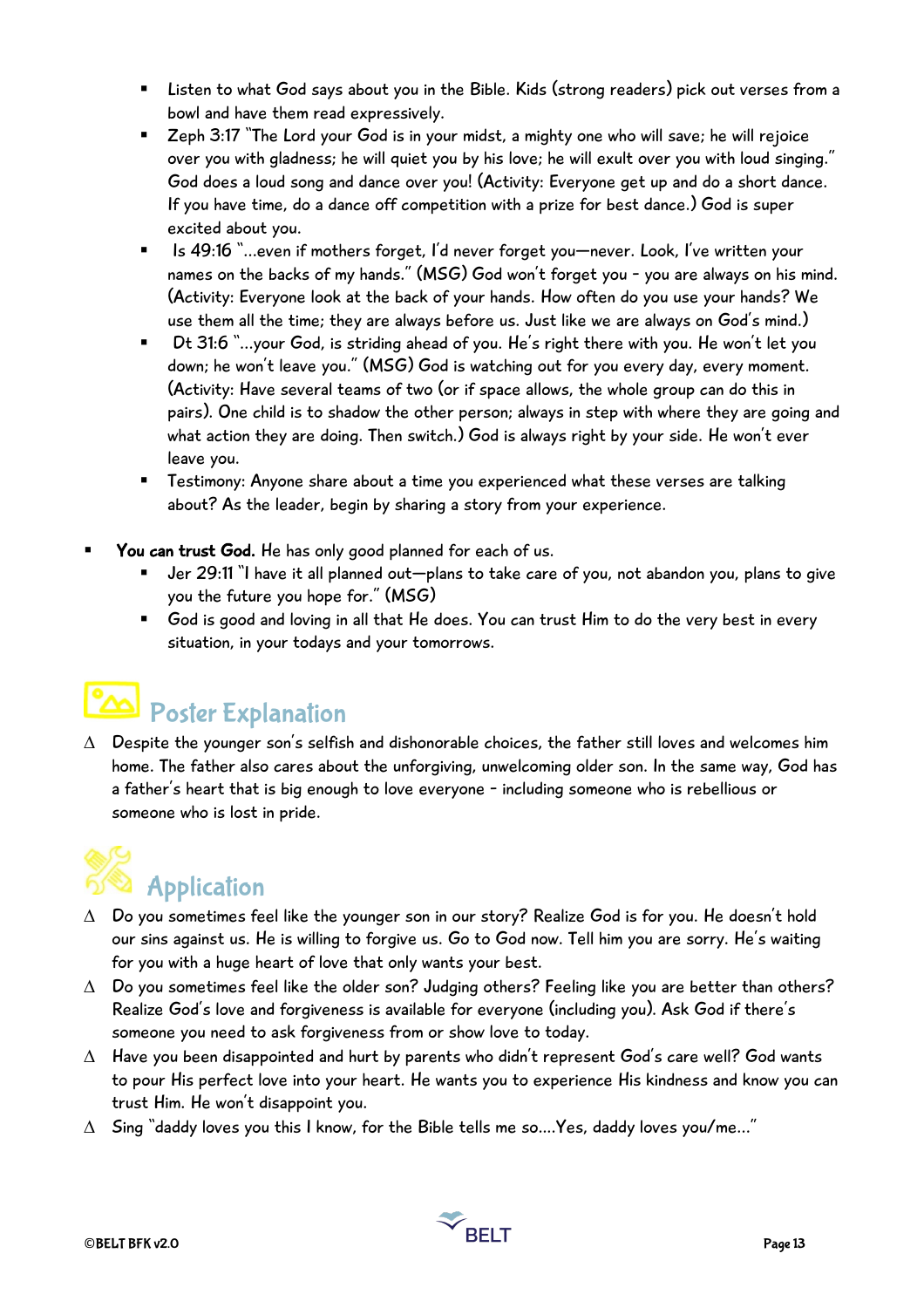- Listen to what God says about you in the Bible. Kids (strong readers) pick out verses from a bowl and have them read expressively.
  - Zeph 3:17 "The Lord your God is in your midst, a mighty one who will save; he will rejoice over you with gladness; he will quiet you by his love; he will exult over you with loud singing." God does a loud song and dance over you! (Activity: Everyone get up and do a short dance. If you have time, do a dance off competition with a prize for best dance.) God is super excited about you.
  - Is 49:16 "…even if mothers forget, I'd never forget you—never. Look, I've written your names on the backs of my hands." (MSG) God won't forget you - you are always on his mind. (Activity: Everyone look at the back of your hands. How often do you use your hands? We use them all the time; they are always before us. Just like we are always on God's mind.)
  - Dt 31:6 "…your God, is striding ahead of you. He's right there with you. He won't let you down; he won't leave you." (MSG) God is watching out for you every day, every moment. (Activity: Have several teams of two (or if space allows, the whole group can do this in pairs). One child is to shadow the other person; always in step with where they are going and what action they are doing. Then switch.) God is always right by your side. He won't ever leave you.
  - Testimony: Anyone share about a time you experienced what these verses are talking about? As the leader, begin by sharing a story from your experience.

- **You can trust God.** He has only good planned for each of us.
  - Jer 29:11 "I have it all planned out—plans to take care of you, not abandon you, plans to give you the future you hope for." (MSG)
  - God is good and loving in all that He does. You can trust Him to do the very best in every situation, in your todays and your tomorrows.

## Poster Explanation

∆ Despite the younger son's selfish and dishonorable choices, the father still loves and welcomes him home. The father also cares about the unforgiving, unwelcoming older son. In the same way, God has a father's heart that is big enough to love everyone - including someone who is rebellious or someone who is lost in pride.

## Application

∆ Do you sometimes feel like the younger son in our story? Realize God is for you. He doesn't hold our sins against us. He is willing to forgive us. Go to God now. Tell him you are sorry. He's waiting for you with a huge heart of love that only wants your best.

∆ Do you sometimes feel like the older son? Judging others? Feeling like you are better than others? Realize God's love and forgiveness is available for everyone (including you). Ask God if there's someone you need to ask forgiveness from or show love to today.

∆ Have you been disappointed and hurt by parents who didn't represent God's care well? God wants to pour His perfect love into your heart. He wants you to experience His kindness and know you can trust Him. He won't disappoint you.

∆ Sing "daddy loves you this I know, for the Bible tells me so….Yes, daddy loves you/me…"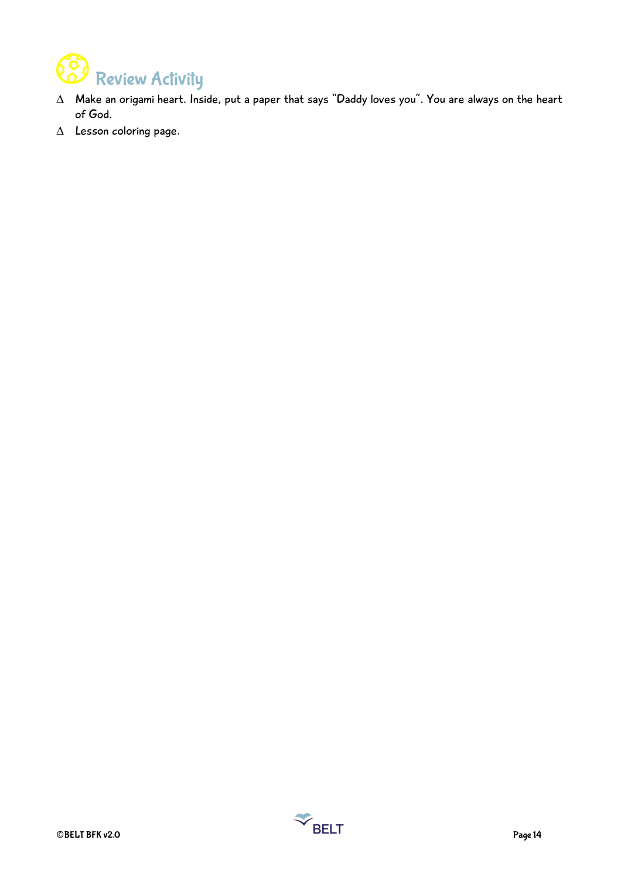## Review Activity

- Make an origami heart. Inside, put a paper that says "Daddy loves you". You are always on the heart of God.
- Lesson coloring page.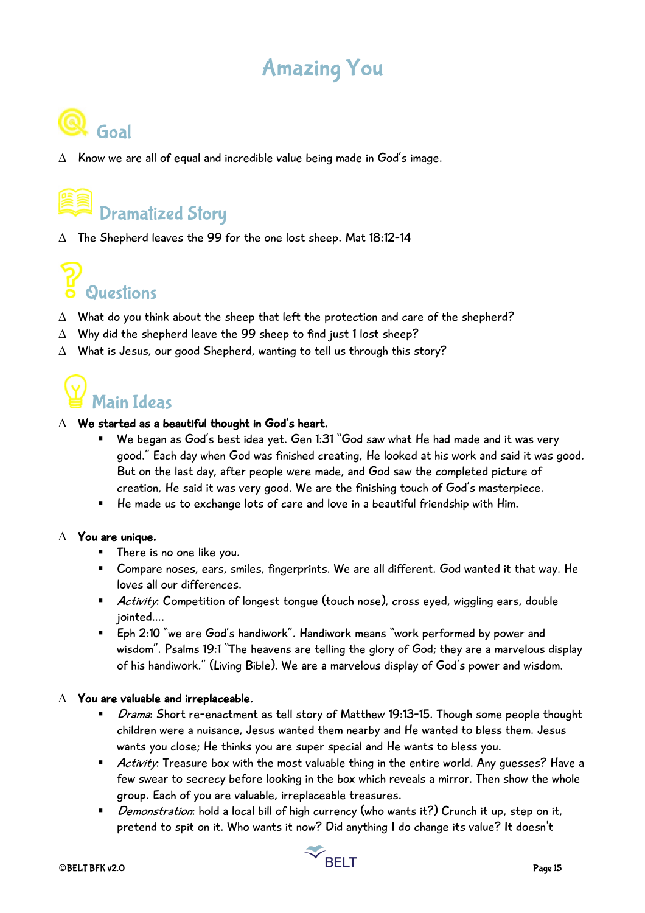# Amazing You

## Goal

- ∆ Know we are all of equal and incredible value being made in God's image.

## Dramatized Story

- ∆ The Shepherd leaves the 99 for the one lost sheep. Mat 18:12-14

## Questions

- ∆ What do you think about the sheep that left the protection and care of the shepherd?
- ∆ Why did the shepherd leave the 99 sheep to find just 1 lost sheep?
- ∆ What is Jesus, our good Shepherd, wanting to tell us through this story?

## Main Ideas

- ∆ **We started as a beautiful thought in God's heart.**
  - We began as God's best idea yet. Gen 1:31 "God saw what He had made and it was very good." Each day when God was finished creating, He looked at his work and said it was good. But on the last day, after people were made, and God saw the completed picture of creation, He said it was very good. We are the finishing touch of God's masterpiece.
  - He made us to exchange lots of care and love in a beautiful friendship with Him.

- ∆ **You are unique.**
  - There is no one like you.
  - Compare noses, ears, smiles, fingerprints. We are all different. God wanted it that way. He loves all our differences.
  - *Activity*: Competition of longest tongue (touch nose), cross eyed, wiggling ears, double jointed….
  - Eph 2:10 "we are God's handiwork". Handiwork means "work performed by power and wisdom". Psalms 19:1 "The heavens are telling the glory of God; they are a marvelous display of his handiwork." (Living Bible). We are a marvelous display of God's power and wisdom.

- ∆ **You are valuable and irreplaceable.**
  - *Drama*: Short re-enactment as tell story of Matthew 19:13-15. Though some people thought children were a nuisance, Jesus wanted them nearby and He wanted to bless them. Jesus wants you close; He thinks you are super special and He wants to bless you.
  - *Activity*: Treasure box with the most valuable thing in the entire world. Any guesses? Have a few swear to secrecy before looking in the box which reveals a mirror. Then show the whole group. Each of you are valuable, irreplaceable treasures.
  - *Demonstration*: hold a local bill of high currency (who wants it?) Crunch it up, step on it, pretend to spit on it. Who wants it now? Did anything I do change its value? It doesn't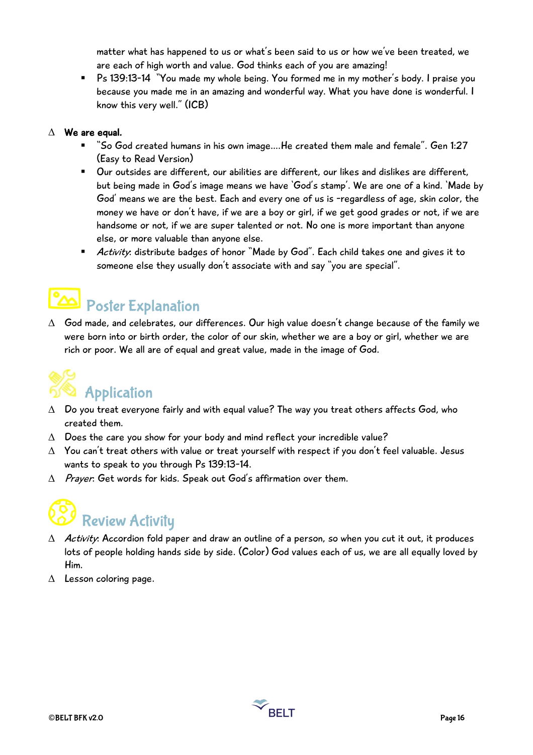matter what has happened to us or what's been said to us or how we've been treated, we are each of high worth and value. God thinks each of you are amazing!

- Ps 139:13-14 "You made my whole being. You formed me in my mother's body. I praise you because you made me in an amazing and wonderful way. What you have done is wonderful. I know this very well." (ICB)

∆ **We are equal.**

- "So God created humans in his own image....He created them male and female". Gen 1:27 (Easy to Read Version)
- Our outsides are different, our abilities are different, our likes and dislikes are different, but being made in God's image means we have 'God's stamp'. We are one of a kind. 'Made by God' means we are the best. Each and every one of us is -regardless of age, skin color, the money we have or don't have, if we are a boy or girl, if we get good grades or not, if we are handsome or not, if we are super talented or not. No one is more important than anyone else, or more valuable than anyone else.
- *Activity*: distribute badges of honor "Made by God". Each child takes one and gives it to someone else they usually don't associate with and say "you are special".

## Poster Explanation

∆ God made, and celebrates, our differences. Our high value doesn't change because of the family we were born into or birth order, the color of our skin, whether we are a boy or girl, whether we are rich or poor. We all are of equal and great value, made in the image of God.

## Application

∆ Do you treat everyone fairly and with equal value? The way you treat others affects God, who created them.

∆ Does the care you show for your body and mind reflect your incredible value?

∆ You can't treat others with value or treat yourself with respect if you don't feel valuable. Jesus wants to speak to you through Ps 139:13-14.

∆ *Prayer*: Get words for kids. Speak out God's affirmation over them.

## Review Activity

∆ *Activity*: Accordion fold paper and draw an outline of a person, so when you cut it out, it produces lots of people holding hands side by side. (Color) God values each of us, we are all equally loved by Him.

∆ Lesson coloring page.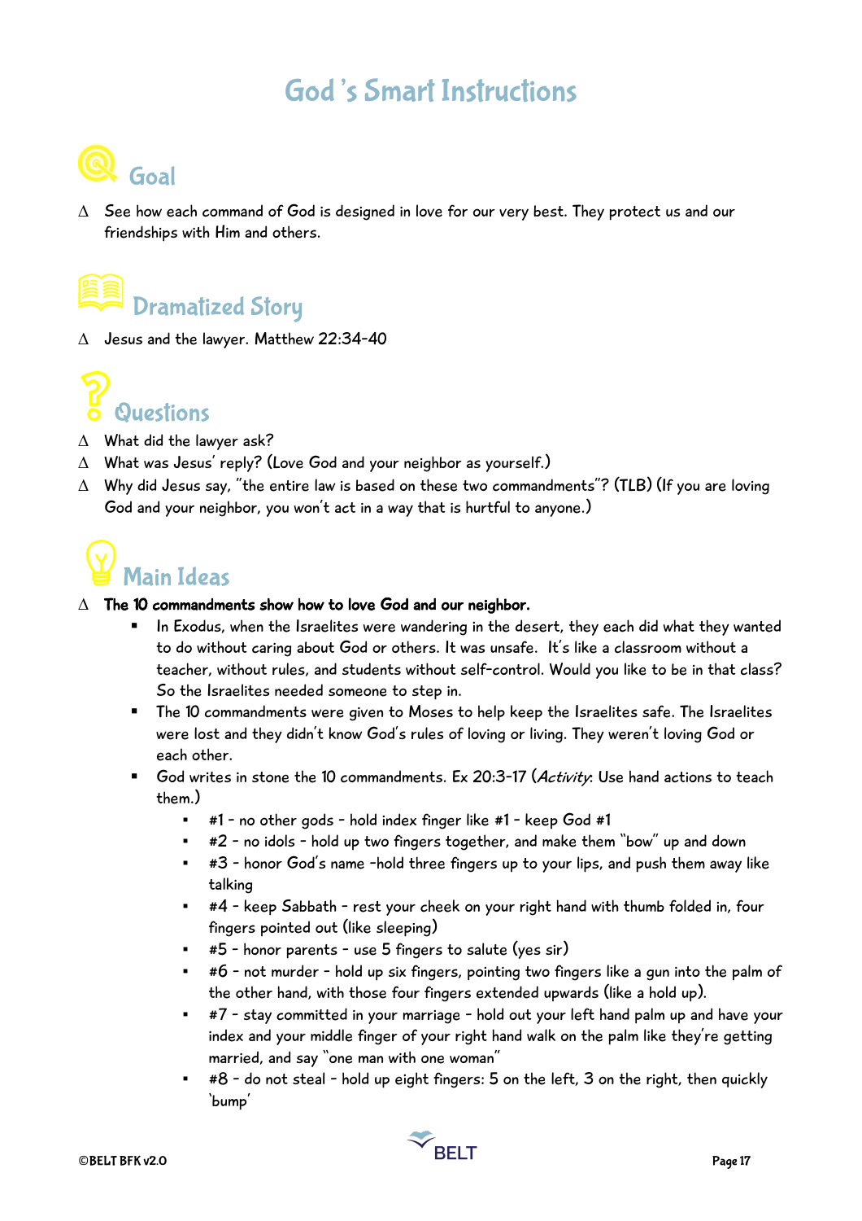# God's Smart Instructions

## Goal

- ∆ See how each command of God is designed in love for our very best. They protect us and our friendships with Him and others.

## Dramatized Story

- ∆ Jesus and the lawyer. Matthew 22:34-40

## Questions

- ∆ What did the lawyer ask?
- ∆ What was Jesus' reply? (Love God and your neighbor as yourself.)
- ∆ Why did Jesus say, "the entire law is based on these two commandments"? (TLB) (If you are loving God and your neighbor, you won't act in a way that is hurtful to anyone.)

## Main Ideas

- ∆ **The 10 commandments show how to love God and our neighbor.**
  - In Exodus, when the Israelites were wandering in the desert, they each did what they wanted to do without caring about God or others. It was unsafe. It's like a classroom without a teacher, without rules, and students without self-control. Would you like to be in that class? So the Israelites needed someone to step in.
  - The 10 commandments were given to Moses to help keep the Israelites safe. The Israelites were lost and they didn't know God's rules of loving or living. They weren't loving God or each other.
  - God writes in stone the 10 commandments. Ex 20:3-17 (*Activity*: Use hand actions to teach them.)
    - #1 - no other gods - hold index finger like #1 - keep God #1
    - #2 - no idols - hold up two fingers together, and make them "bow" up and down
    - #3 - honor God's name -hold three fingers up to your lips, and push them away like talking
    - #4 - keep Sabbath - rest your cheek on your right hand with thumb folded in, four fingers pointed out (like sleeping)
    - #5 - honor parents - use 5 fingers to salute (yes sir)
    - #6 - not murder - hold up six fingers, pointing two fingers like a gun into the palm of the other hand, with those four fingers extended upwards (like a hold up).
    - #7 - stay committed in your marriage - hold out your left hand palm up and have your index and your middle finger of your right hand walk on the palm like they're getting married, and say "one man with one woman"
    - #8 - do not steal - hold up eight fingers: 5 on the left, 3 on the right, then quickly 'bump'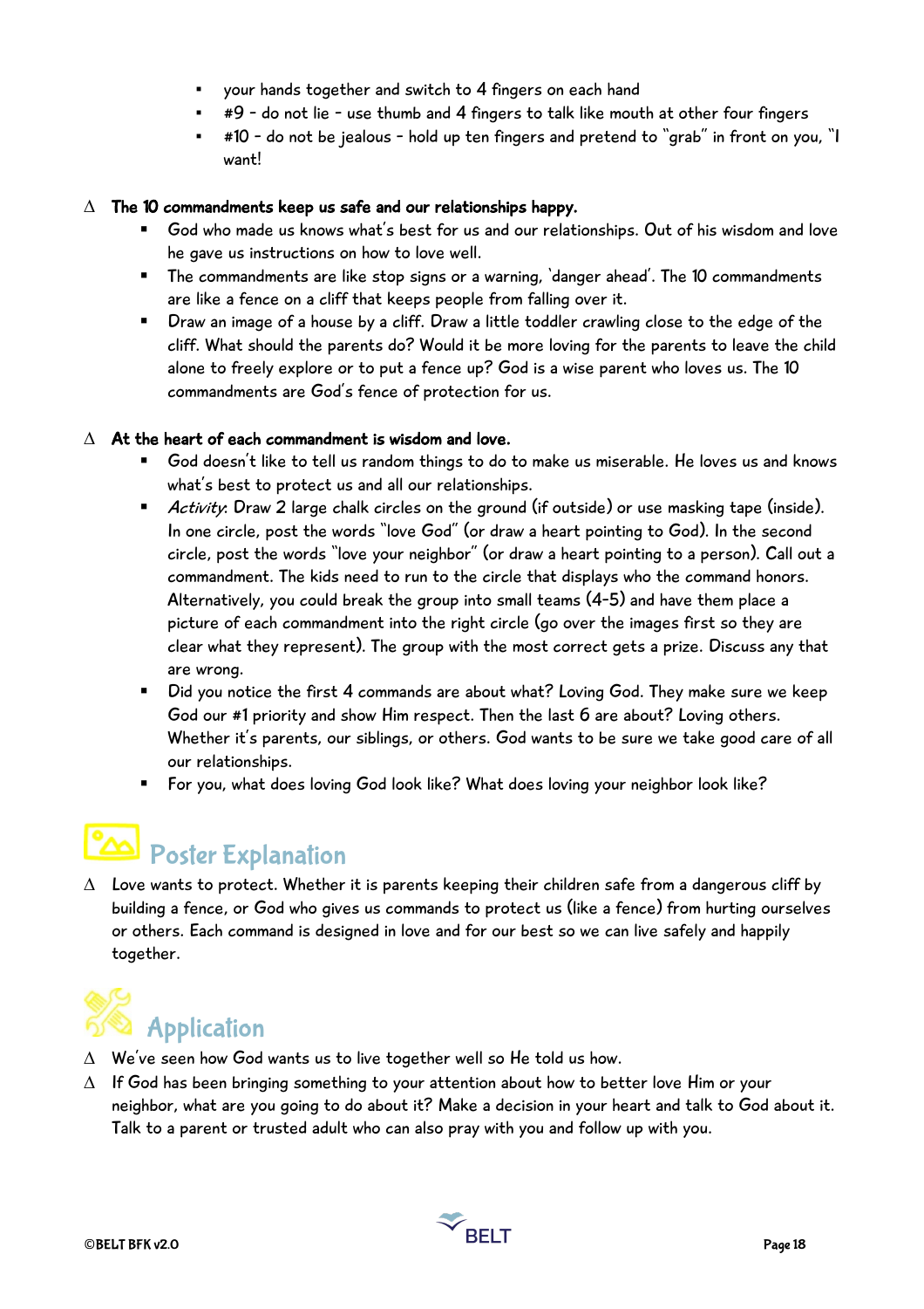- your hands together and switch to 4 fingers on each hand
- #9 - do not lie - use thumb and 4 fingers to talk like mouth at other four fingers
- #10 - do not be jealous - hold up ten fingers and pretend to "grab" in front on you, "I want!

∆ **The 10 commandments keep us safe and our relationships happy.**

- God who made us knows what's best for us and our relationships. Out of his wisdom and love he gave us instructions on how to love well.
- The commandments are like stop signs or a warning, 'danger ahead'. The 10 commandments are like a fence on a cliff that keeps people from falling over it.
- Draw an image of a house by a cliff. Draw a little toddler crawling close to the edge of the cliff. What should the parents do? Would it be more loving for the parents to leave the child alone to freely explore or to put a fence up? God is a wise parent who loves us. The 10 commandments are God's fence of protection for us.

∆ **At the heart of each commandment is wisdom and love.**

- God doesn't like to tell us random things to do to make us miserable. He loves us and knows what's best to protect us and all our relationships.
- *Activity*: Draw 2 large chalk circles on the ground (if outside) or use masking tape (inside). In one circle, post the words "love God" (or draw a heart pointing to God). In the second circle, post the words "love your neighbor" (or draw a heart pointing to a person). Call out a commandment. The kids need to run to the circle that displays who the command honors. Alternatively, you could break the group into small teams (4-5) and have them place a picture of each commandment into the right circle (go over the images first so they are clear what they represent). The group with the most correct gets a prize. Discuss any that are wrong.
- Did you notice the first 4 commands are about what? Loving God. They make sure we keep God our #1 priority and show Him respect. Then the last 6 are about? Loving others. Whether it's parents, our siblings, or others. God wants to be sure we take good care of all our relationships.
- For you, what does loving God look like? What does loving your neighbor look like?

## Poster Explanation

∆ Love wants to protect. Whether it is parents keeping their children safe from a dangerous cliff by building a fence, or God who gives us commands to protect us (like a fence) from hurting ourselves or others. Each command is designed in love and for our best so we can live safely and happily together.

## Application

∆ We've seen how God wants us to live together well so He told us how.

∆ If God has been bringing something to your attention about how to better love Him or your neighbor, what are you going to do about it? Make a decision in your heart and talk to God about it. Talk to a parent or trusted adult who can also pray with you and follow up with you.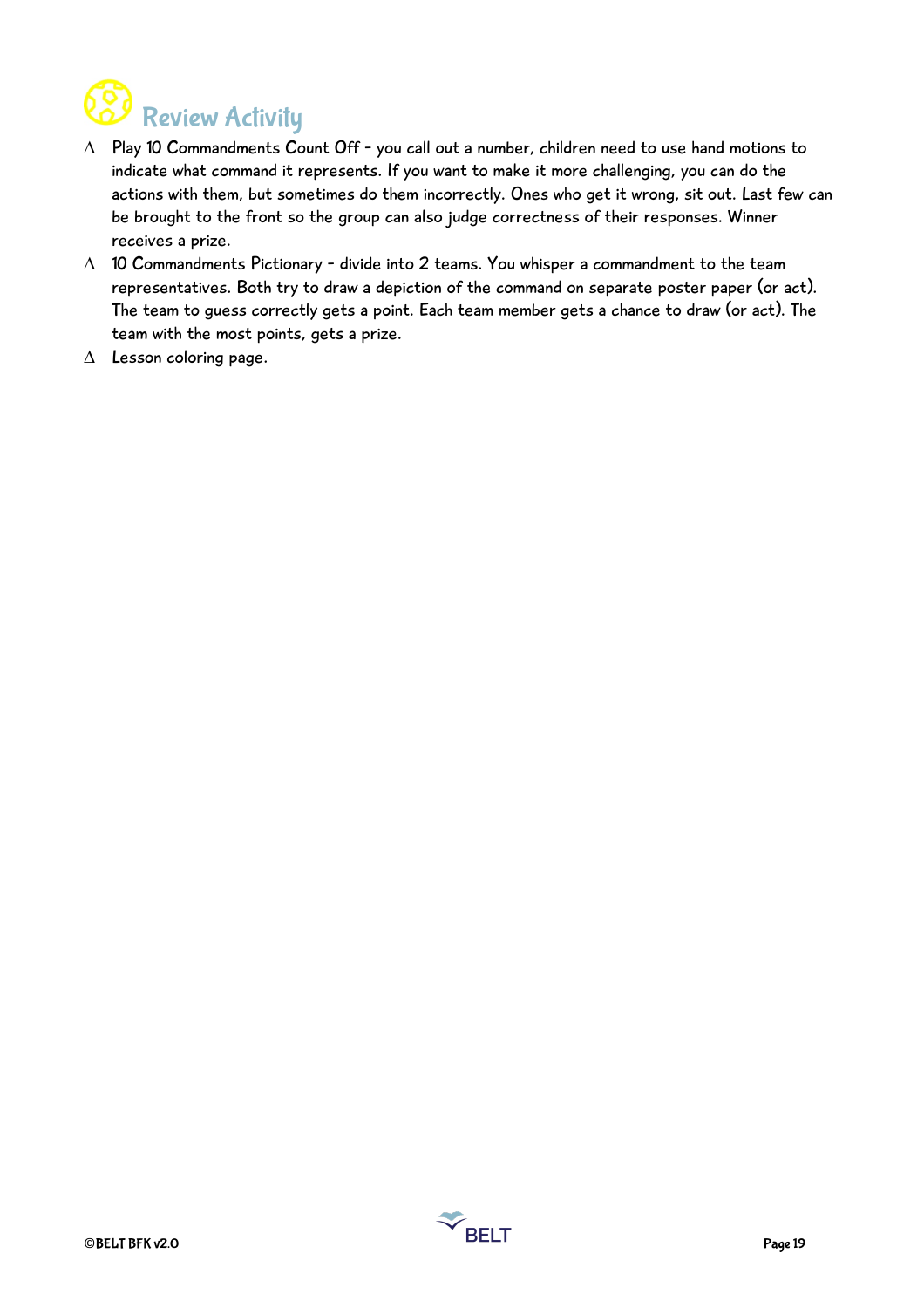## Review Activity

- Play 10 Commandments Count Off - you call out a number, children need to use hand motions to indicate what command it represents. If you want to make it more challenging, you can do the actions with them, but sometimes do them incorrectly. Ones who get it wrong, sit out. Last few can be brought to the front so the group can also judge correctness of their responses. Winner receives a prize.
- 10 Commandments Pictionary - divide into 2 teams. You whisper a commandment to the team representatives. Both try to draw a depiction of the command on separate poster paper (or act). The team to guess correctly gets a point. Each team member gets a chance to draw (or act). The team with the most points, gets a prize.
- Lesson coloring page.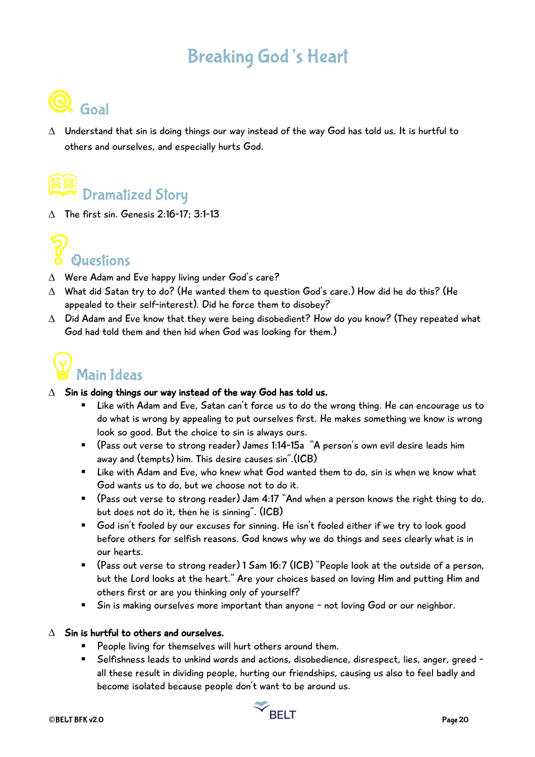# Breaking God 's Heart

## Goal

- Understand that sin is doing things our way instead of the way God has told us. It is hurtful to others and ourselves, and especially hurts God.

## Dramatized Story

- The first sin. Genesis 2:16-17; 3:1-13

## Questions

- Were Adam and Eve happy living under God's care?
- What did Satan try to do? (He wanted them to question God's care.) How did he do this? (He appealed to their self-interest). Did he force them to disobey?
- Did Adam and Eve know that they were being disobedient? How do you know? (They repeated what God had told them and then hid when God was looking for them.)

## Main Ideas

- **Sin is doing things our way instead of the way God has told us.**
  - Like with Adam and Eve, Satan can't force us to do the wrong thing. He can encourage us to do what is wrong by appealing to put ourselves first. He makes something we know is wrong look so good. But the choice to sin is always ours.
  - (Pass out verse to strong reader) James 1:14-15a "A person's own evil desire leads him away and (tempts) him. This desire causes sin".(ICB)
  - Like with Adam and Eve, who knew what God wanted them to do, sin is when we know what God wants us to do, but we choose not to do it.
  - (Pass out verse to strong reader) Jam 4:17 "And when a person knows the right thing to do, but does not do it, then he is sinning". (ICB)
  - God isn't fooled by our excuses for sinning. He isn't fooled either if we try to look good before others for selfish reasons. God knows why we do things and sees clearly what is in our hearts.
  - (Pass out verse to strong reader) 1 Sam 16:7 (ICB) "People look at the outside of a person, but the Lord looks at the heart." Are your choices based on loving Him and putting Him and others first or are you thinking only of yourself?
  - Sin is making ourselves more important than anyone - not loving God or our neighbor.

- **Sin is hurtful to others and ourselves.**
  - People living for themselves will hurt others around them.
  - Selfishness leads to unkind words and actions, disobedience, disrespect, lies, anger, greed - all these result in dividing people, hurting our friendships, causing us also to feel badly and become isolated because people don't want to be around us.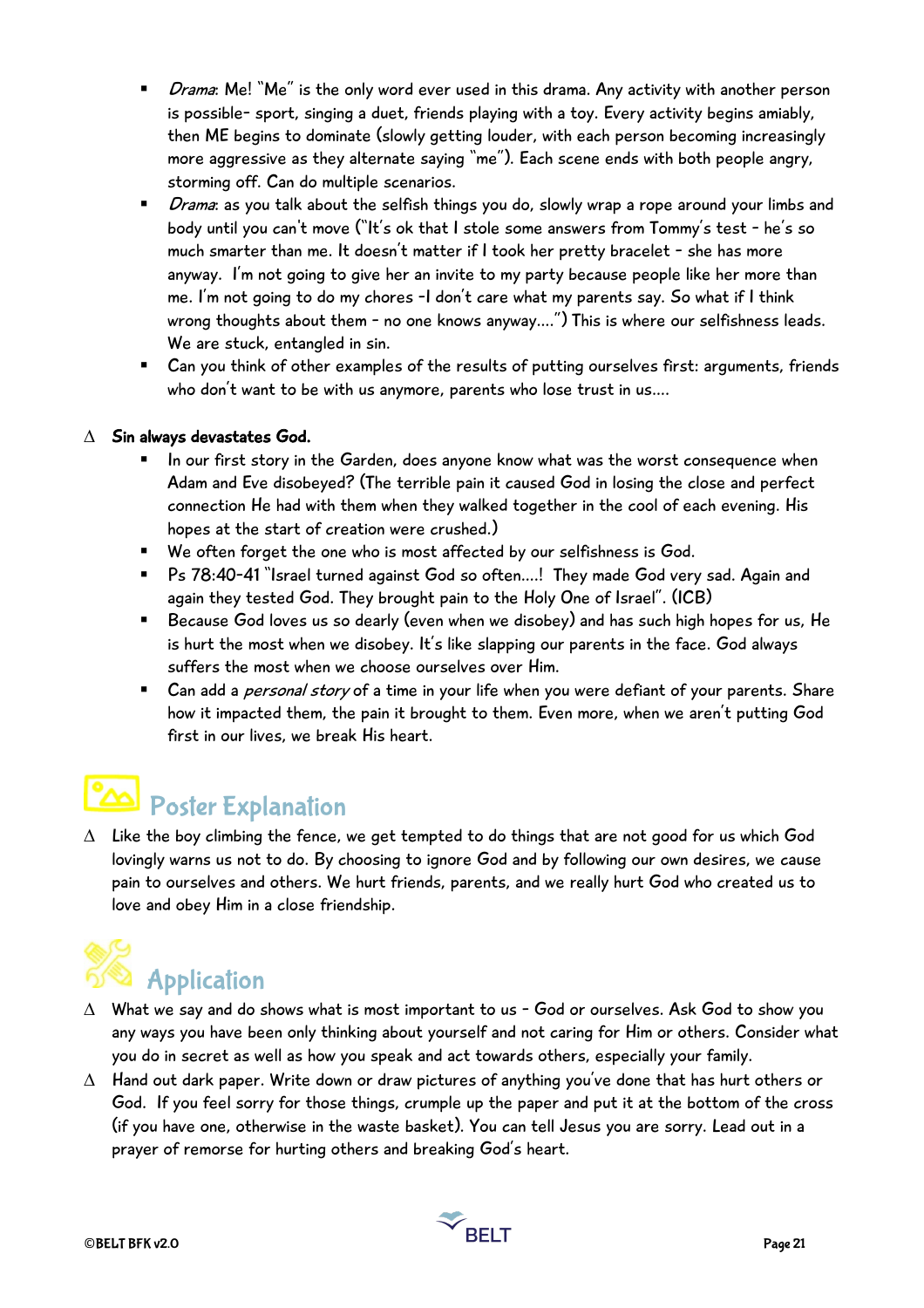- *Drama*: Me! "Me" is the only word ever used in this drama. Any activity with another person is possible- sport, singing a duet, friends playing with a toy. Every activity begins amiably, then ME begins to dominate (slowly getting louder, with each person becoming increasingly more aggressive as they alternate saying "me"). Each scene ends with both people angry, storming off. Can do multiple scenarios.
- *Drama*: as you talk about the selfish things you do, slowly wrap a rope around your limbs and body until you can't move ("It's ok that I stole some answers from Tommy's test - he's so much smarter than me. It doesn't matter if I took her pretty bracelet - she has more anyway. I'm not going to give her an invite to my party because people like her more than me. I'm not going to do my chores -I don't care what my parents say. So what if I think wrong thoughts about them - no one knows anyway….") This is where our selfishness leads. We are stuck, entangled in sin.
- Can you think of other examples of the results of putting ourselves first: arguments, friends who don't want to be with us anymore, parents who lose trust in us….

∆ **Sin always devastates God.**

- In our first story in the Garden, does anyone know what was the worst consequence when Adam and Eve disobeyed? (The terrible pain it caused God in losing the close and perfect connection He had with them when they walked together in the cool of each evening. His hopes at the start of creation were crushed.)
- We often forget the one who is most affected by our selfishness is God.
- Ps 78:40-41 "Israel turned against God so often….! They made God very sad. Again and again they tested God. They brought pain to the Holy One of Israel". (ICB)
- Because God loves us so dearly (even when we disobey) and has such high hopes for us, He is hurt the most when we disobey. It's like slapping our parents in the face. God always suffers the most when we choose ourselves over Him.
- Can add a *personal story* of a time in your life when you were defiant of your parents. Share how it impacted them, the pain it brought to them. Even more, when we aren't putting God first in our lives, we break His heart.

## Poster Explanation

∆ Like the boy climbing the fence, we get tempted to do things that are not good for us which God lovingly warns us not to do. By choosing to ignore God and by following our own desires, we cause pain to ourselves and others. We hurt friends, parents, and we really hurt God who created us to love and obey Him in a close friendship.

## Application

∆ What we say and do shows what is most important to us - God or ourselves. Ask God to show you any ways you have been only thinking about yourself and not caring for Him or others. Consider what you do in secret as well as how you speak and act towards others, especially your family.

∆ Hand out dark paper. Write down or draw pictures of anything you've done that has hurt others or God. If you feel sorry for those things, crumple up the paper and put it at the bottom of the cross (if you have one, otherwise in the waste basket). You can tell Jesus you are sorry. Lead out in a prayer of remorse for hurting others and breaking God's heart.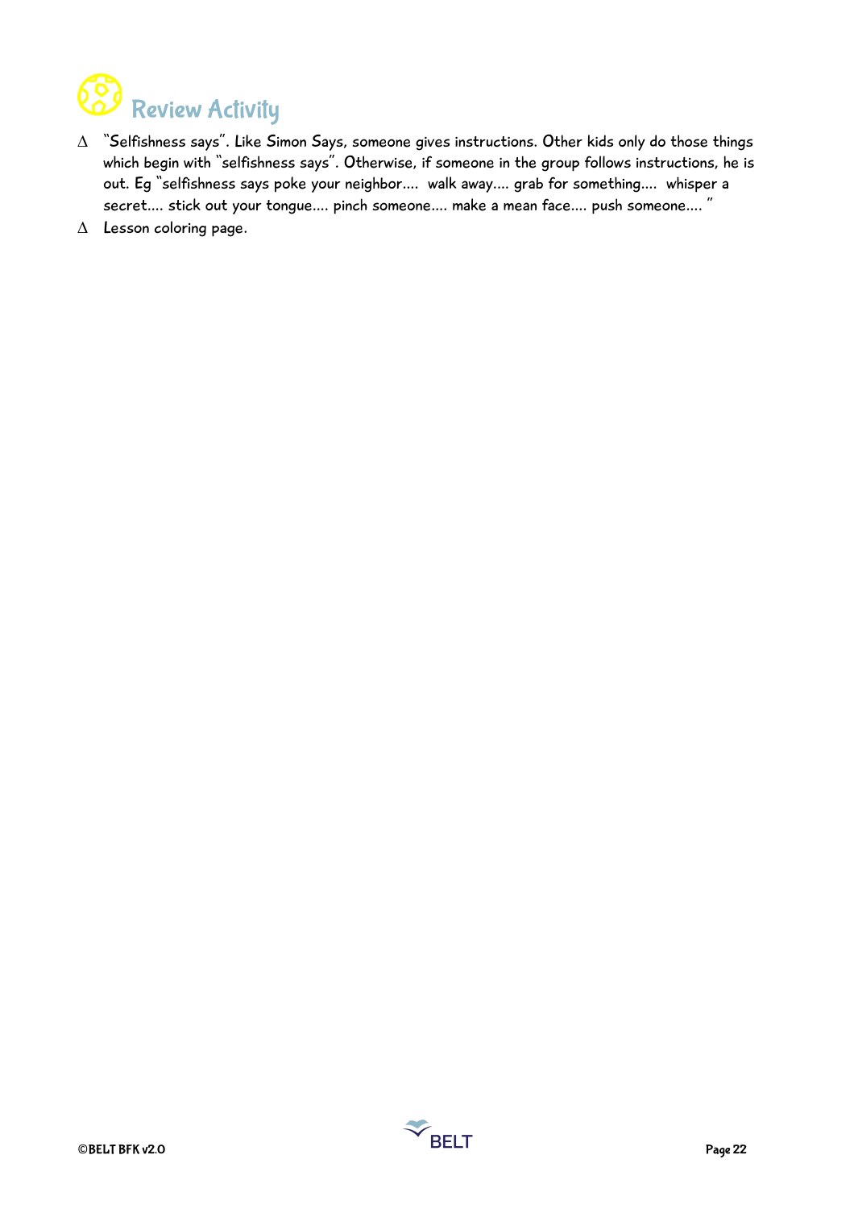# Review Activity

- "Selfishness says". Like Simon Says, someone gives instructions. Other kids only do those things which begin with "selfishness says". Otherwise, if someone in the group follows instructions, he is out. Eg "selfishness says poke your neighbor.... walk away.... grab for something.... whisper a secret.... stick out your tongue.... pinch someone.... make a mean face.... push someone.... "
- Lesson coloring page.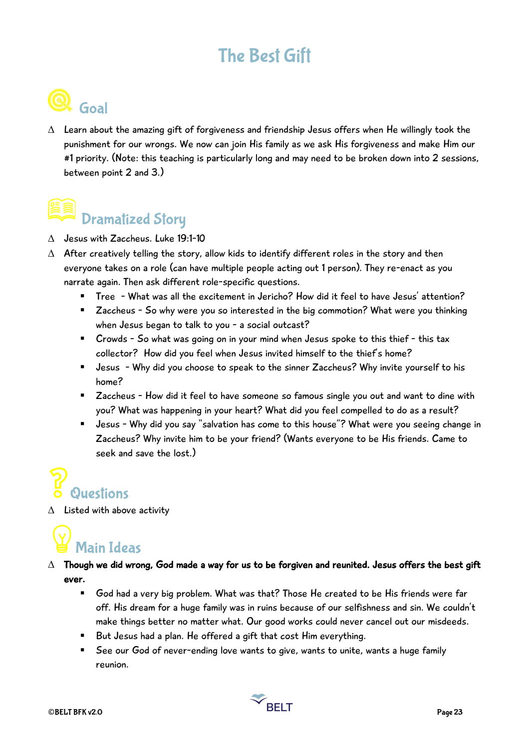# The Best Gift

## Goal

- Learn about the amazing gift of forgiveness and friendship Jesus offers when He willingly took the punishment for our wrongs. We now can join His family as we ask His forgiveness and make Him our #1 priority. (Note: this teaching is particularly long and may need to be broken down into 2 sessions, between point 2 and 3.)

## Dramatized Story

- Jesus with Zaccheus. Luke 19:1-10
- After creatively telling the story, allow kids to identify different roles in the story and then everyone takes on a role (can have multiple people acting out 1 person). They re-enact as you narrate again. Then ask different role-specific questions.
  - Tree - What was all the excitement in Jericho? How did it feel to have Jesus' attention?
  - Zaccheus - So why were you so interested in the big commotion? What were you thinking when Jesus began to talk to you - a social outcast?
  - Crowds - So what was going on in your mind when Jesus spoke to this thief - this tax collector? How did you feel when Jesus invited himself to the thief's home?
  - Jesus - Why did you choose to speak to the sinner Zaccheus? Why invite yourself to his home?
  - Zaccheus - How did it feel to have someone so famous single you out and want to dine with you? What was happening in your heart? What did you feel compelled to do as a result?
  - Jesus - Why did you say "salvation has come to this house"? What were you seeing change in Zaccheus? Why invite him to be your friend? (Wants everyone to be His friends. Came to seek and save the lost.)

## Questions

- Listed with above activity

## Main Ideas

- **Though we did wrong, God made a way for us to be forgiven and reunited. Jesus offers the best gift ever.**
  - God had a very big problem. What was that? Those He created to be His friends were far off. His dream for a huge family was in ruins because of our selfishness and sin. We couldn't make things better no matter what. Our good works could never cancel out our misdeeds.
  - But Jesus had a plan. He offered a gift that cost Him everything.
  - See our God of never-ending love wants to give, wants to unite, wants a huge family reunion.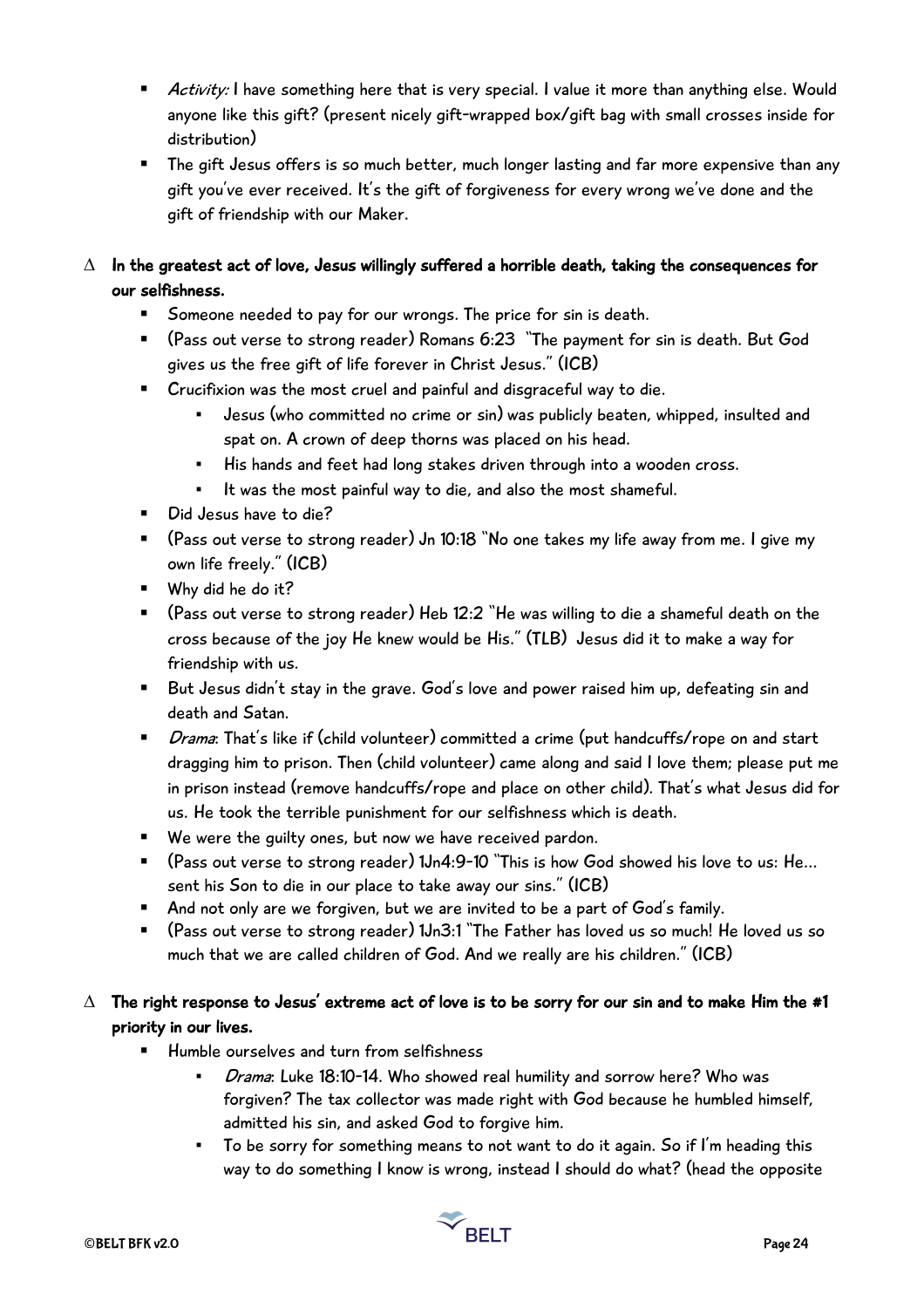- *Activity:* I have something here that is very special. I value it more than anything else. Would anyone like this gift? (present nicely gift-wrapped box/gift bag with small crosses inside for distribution)
- The gift Jesus offers is so much better, much longer lasting and far more expensive than any gift you've ever received. It's the gift of forgiveness for every wrong we've done and the gift of friendship with our Maker.

∆ **In the greatest act of love, Jesus willingly suffered a horrible death, taking the consequences for our selfishness.**

- Someone needed to pay for our wrongs. The price for sin is death.
- (Pass out verse to strong reader) Romans 6:23 "The payment for sin is death. But God gives us the free gift of life forever in Christ Jesus." (ICB)
- Crucifixion was the most cruel and painful and disgraceful way to die.
  - Jesus (who committed no crime or sin) was publicly beaten, whipped, insulted and spat on. A crown of deep thorns was placed on his head.
  - His hands and feet had long stakes driven through into a wooden cross.
  - It was the most painful way to die, and also the most shameful.
- Did Jesus have to die?
- (Pass out verse to strong reader) Jn 10:18 "No one takes my life away from me. I give my own life freely." (ICB)
- Why did he do it?
- (Pass out verse to strong reader) Heb 12:2 "He was willing to die a shameful death on the cross because of the joy He knew would be His." (TLB) Jesus did it to make a way for friendship with us.
- But Jesus didn't stay in the grave. God's love and power raised him up, defeating sin and death and Satan.
- *Drama*: That's like if (child volunteer) committed a crime (put handcuffs/rope on and start dragging him to prison. Then (child volunteer) came along and said I love them; please put me in prison instead (remove handcuffs/rope and place on other child). That's what Jesus did for us. He took the terrible punishment for our selfishness which is death.
- We were the guilty ones, but now we have received pardon.
- (Pass out verse to strong reader) 1Jn4:9-10 "This is how God showed his love to us: He... sent his Son to die in our place to take away our sins." (ICB)
- And not only are we forgiven, but we are invited to be a part of God's family.
- (Pass out verse to strong reader) 1Jn3:1 "The Father has loved us so much! He loved us so much that we are called children of God. And we really are his children." (ICB)

∆ **The right response to Jesus' extreme act of love is to be sorry for our sin and to make Him the #1 priority in our lives.**

- Humble ourselves and turn from selfishness
  - *Drama*: Luke 18:10-14. Who showed real humility and sorrow here? Who was forgiven? The tax collector was made right with God because he humbled himself, admitted his sin, and asked God to forgive him.
  - To be sorry for something means to not want to do it again. So if I'm heading this way to do something I know is wrong, instead I should do what? (head the opposite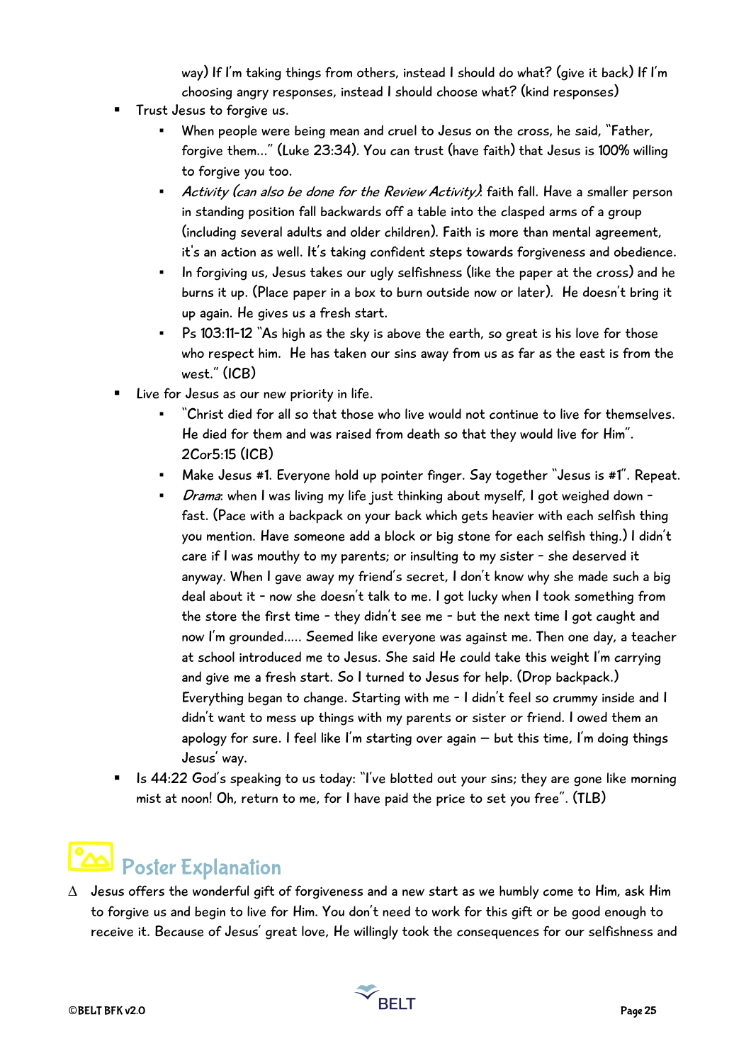way) If I'm taking things from others, instead I should do what? (give it back) If I'm choosing angry responses, instead I should choose what? (kind responses)

- Trust Jesus to forgive us.
    - When people were being mean and cruel to Jesus on the cross, he said, "Father, forgive them…" (Luke 23:34). You can trust (have faith) that Jesus is 100% willing to forgive you too.
    - *Activity (can also be done for the Review Activity)*: faith fall. Have a smaller person in standing position fall backwards off a table into the clasped arms of a group (including several adults and older children). Faith is more than mental agreement, it's an action as well. It's taking confident steps towards forgiveness and obedience.
    - In forgiving us, Jesus takes our ugly selfishness (like the paper at the cross) and he burns it up. (Place paper in a box to burn outside now or later). He doesn't bring it up again. He gives us a fresh start.
    - Ps 103:11-12 "As high as the sky is above the earth, so great is his love for those who respect him. He has taken our sins away from us as far as the east is from the west." (ICB)
- Live for Jesus as our new priority in life.
    - "Christ died for all so that those who live would not continue to live for themselves. He died for them and was raised from death so that they would live for Him". 2Cor5:15 (ICB)
    - Make Jesus #1. Everyone hold up pointer finger. Say together "Jesus is #1". Repeat.
    - *Drama*: when I was living my life just thinking about myself, I got weighed down - fast. (Pace with a backpack on your back which gets heavier with each selfish thing you mention. Have someone add a block or big stone for each selfish thing.) I didn't care if I was mouthy to my parents; or insulting to my sister - she deserved it anyway. When I gave away my friend's secret, I don't know why she made such a big deal about it - now she doesn't talk to me. I got lucky when I took something from the store the first time - they didn't see me - but the next time I got caught and now I'm grounded….. Seemed like everyone was against me. Then one day, a teacher at school introduced me to Jesus. She said He could take this weight I'm carrying and give me a fresh start. So I turned to Jesus for help. (Drop backpack.) Everything began to change. Starting with me - I didn't feel so crummy inside and I didn't want to mess up things with my parents or sister or friend. I owed them an apology for sure. I feel like I'm starting over again — but this time, I'm doing things Jesus' way.
- Is 44:22 God's speaking to us today: "I've blotted out your sins; they are gone like morning mist at noon! Oh, return to me, for I have paid the price to set you free". (TLB)

## Poster Explanation

∆ Jesus offers the wonderful gift of forgiveness and a new start as we humbly come to Him, ask Him to forgive us and begin to live for Him. You don't need to work for this gift or be good enough to receive it. Because of Jesus' great love, He willingly took the consequences for our selfishness and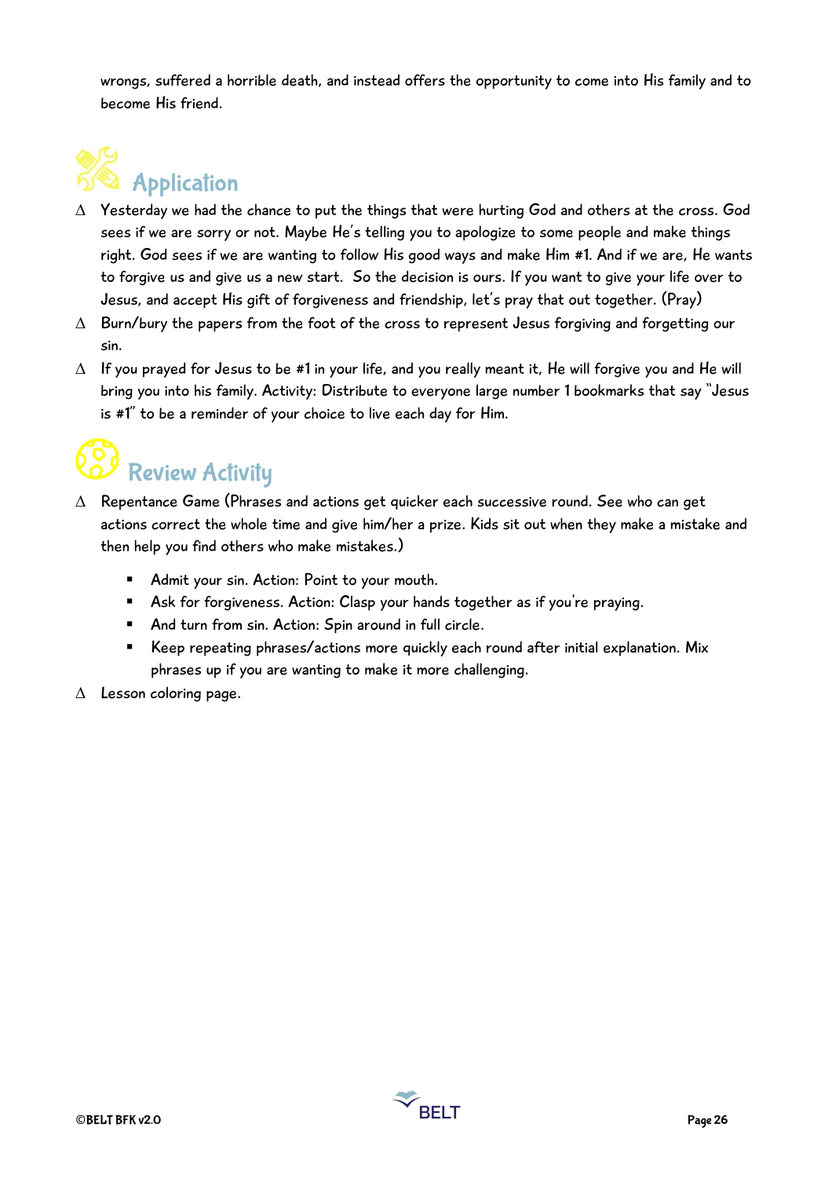wrongs, suffered a horrible death, and instead offers the opportunity to come into His family and to become His friend.

## Application

- Yesterday we had the chance to put the things that were hurting God and others at the cross. God sees if we are sorry or not. Maybe He's telling you to apologize to some people and make things right. God sees if we are wanting to follow His good ways and make Him #1. And if we are, He wants to forgive us and give us a new start. So the decision is ours. If you want to give your life over to Jesus, and accept His gift of forgiveness and friendship, let's pray that out together. (Pray)
- Burn/bury the papers from the foot of the cross to represent Jesus forgiving and forgetting our sin.
- If you prayed for Jesus to be #1 in your life, and you really meant it, He will forgive you and He will bring you into his family. Activity: Distribute to everyone large number 1 bookmarks that say "Jesus is #1" to be a reminder of your choice to live each day for Him.

## Review Activity

- Repentance Game (Phrases and actions get quicker each successive round. See who can get actions correct the whole time and give him/her a prize. Kids sit out when they make a mistake and then help you find others who make mistakes.)
  - Admit your sin. Action: Point to your mouth.
  - Ask for forgiveness. Action: Clasp your hands together as if you're praying.
  - And turn from sin. Action: Spin around in full circle.
  - Keep repeating phrases/actions more quickly each round after initial explanation. Mix phrases up if you are wanting to make it more challenging.
- Lesson coloring page.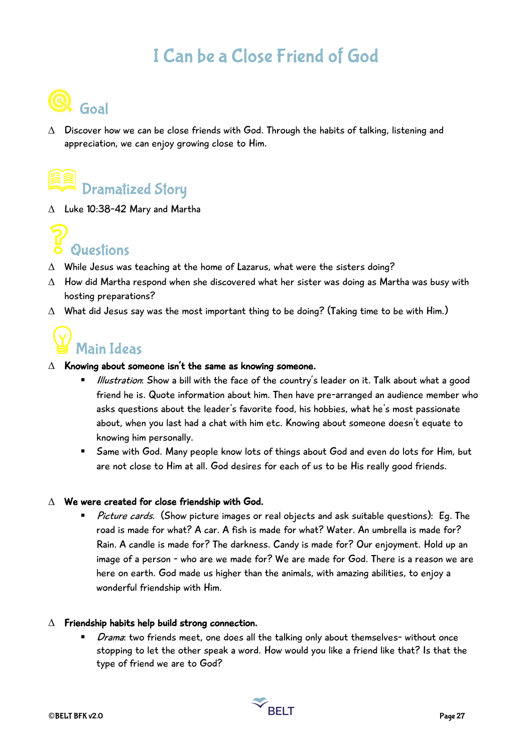# I Can be a Close Friend of God

## Goal

- Discover how we can be close friends with God. Through the habits of talking, listening and appreciation, we can enjoy growing close to Him.

## Dramatized Story

- Luke 10:38-42 Mary and Martha

## Questions

- While Jesus was teaching at the home of Lazarus, what were the sisters doing?
- How did Martha respond when she discovered what her sister was doing as Martha was busy with hosting preparations?
- What did Jesus say was the most important thing to be doing? (Taking time to be with Him.)

## Main Ideas

- **Knowing about someone isn't the same as knowing someone.**
    - *Illustration*: Show a bill with the face of the country's leader on it. Talk about what a good friend he is. Quote information about him. Then have pre-arranged an audience member who asks questions about the leader's favorite food, his hobbies, what he's most passionate about, when you last had a chat with him etc. Knowing about someone doesn't equate to knowing him personally.
    - Same with God. Many people know lots of things about God and even do lots for Him, but are not close to Him at all. God desires for each of us to be His really good friends.

- **We were created for close friendship with God.**
    - *Picture cards*. (Show picture images or real objects and ask suitable questions): Eg. The road is made for what? A car. A fish is made for what? Water. An umbrella is made for? Rain. A candle is made for? The darkness. Candy is made for? Our enjoyment. Hold up an image of a person - who are we made for? We are made for God. There is a reason we are here on earth. God made us higher than the animals, with amazing abilities, to enjoy a wonderful friendship with Him.

- **Friendship habits help build strong connection.**
    - *Drama*: two friends meet, one does all the talking only about themselves- without once stopping to let the other speak a word. How would you like a friend like that? Is that the type of friend we are to God?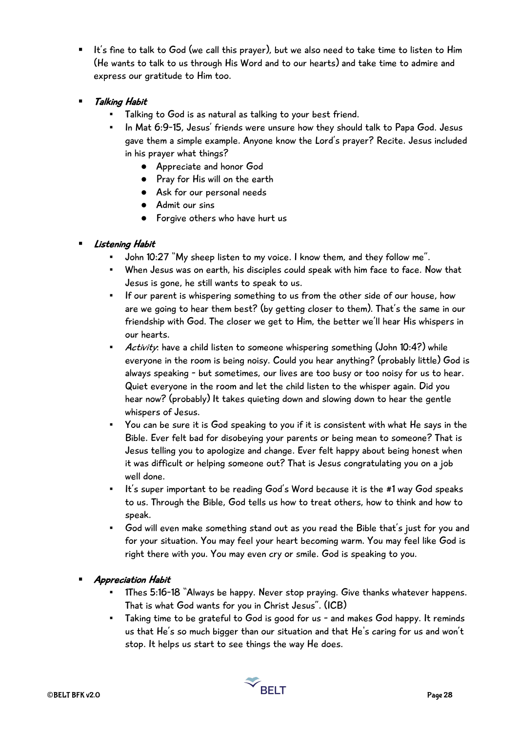- It's fine to talk to God (we call this prayer), but we also need to take time to listen to Him (He wants to talk to us through His Word and to our hearts) and take time to admire and express our gratitude to Him too.

- ***Talking Habit***
    - Talking to God is as natural as talking to your best friend.
    - In Mat 6:9-15, Jesus' friends were unsure how they should talk to Papa God. Jesus gave them a simple example. Anyone know the Lord's prayer? Recite. Jesus included in his prayer what things?
        - Appreciate and honor God
        - Pray for His will on the earth
        - Ask for our personal needs
        - Admit our sins
        - Forgive others who have hurt us

- ***Listening Habit***
    - John 10:27 "My sheep listen to my voice. I know them, and they follow me".
    - When Jesus was on earth, his disciples could speak with him face to face. Now that Jesus is gone, he still wants to speak to us.
    - If our parent is whispering something to us from the other side of our house, how are we going to hear them best? (by getting closer to them). That's the same in our friendship with God. The closer we get to Him, the better we'll hear His whispers in our hearts.
    - *Activity*: have a child listen to someone whispering something (John 10:4?) while everyone in the room is being noisy. Could you hear anything? (probably little) God is always speaking - but sometimes, our lives are too busy or too noisy for us to hear. Quiet everyone in the room and let the child listen to the whisper again. Did you hear now? (probably) It takes quieting down and slowing down to hear the gentle whispers of Jesus.
    - You can be sure it is God speaking to you if it is consistent with what He says in the Bible. Ever felt bad for disobeying your parents or being mean to someone? That is Jesus telling you to apologize and change. Ever felt happy about being honest when it was difficult or helping someone out? That is Jesus congratulating you on a job well done.
    - It's super important to be reading God's Word because it is the #1 way God speaks to us. Through the Bible, God tells us how to treat others, how to think and how to speak.
    - God will even make something stand out as you read the Bible that's just for you and for your situation. You may feel your heart becoming warm. You may feel like God is right there with you. You may even cry or smile. God is speaking to you.

- ***Appreciation Habit***
    - 1Thes 5:16-18 "Always be happy. Never stop praying. Give thanks whatever happens. That is what God wants for you in Christ Jesus". (ICB)
    - Taking time to be grateful to God is good for us - and makes God happy. It reminds us that He's so much bigger than our situation and that He's caring for us and won't stop. It helps us start to see things the way He does.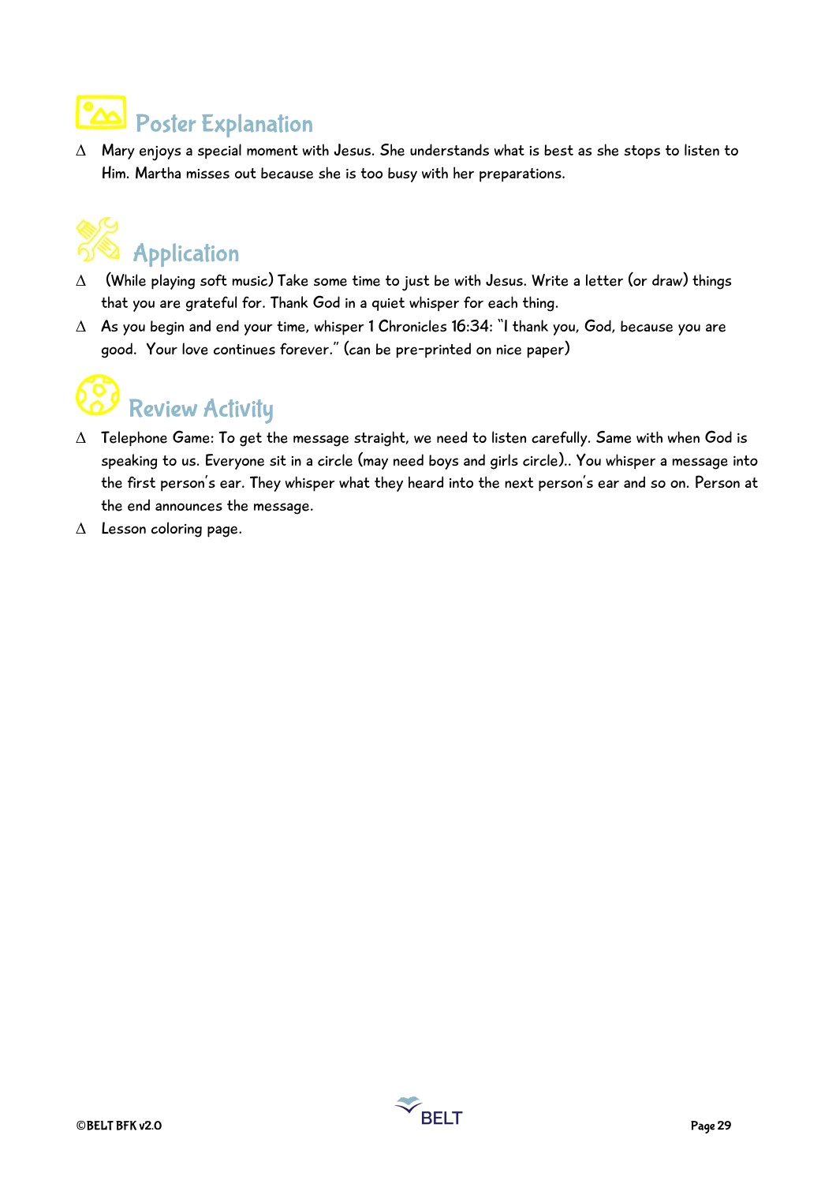## Poster Explanation

- Mary enjoys a special moment with Jesus. She understands what is best as she stops to listen to Him. Martha misses out because she is too busy with her preparations.

## Application

- (While playing soft music) Take some time to just be with Jesus. Write a letter (or draw) things that you are grateful for. Thank God in a quiet whisper for each thing.
- As you begin and end your time, whisper 1 Chronicles 16:34: "I thank you, God, because you are good. Your love continues forever." (can be pre-printed on nice paper)

## Review Activity

- Telephone Game: To get the message straight, we need to listen carefully. Same with when God is speaking to us. Everyone sit in a circle (may need boys and girls circle).. You whisper a message into the first person's ear. They whisper what they heard into the next person's ear and so on. Person at the end announces the message.
- Lesson coloring page.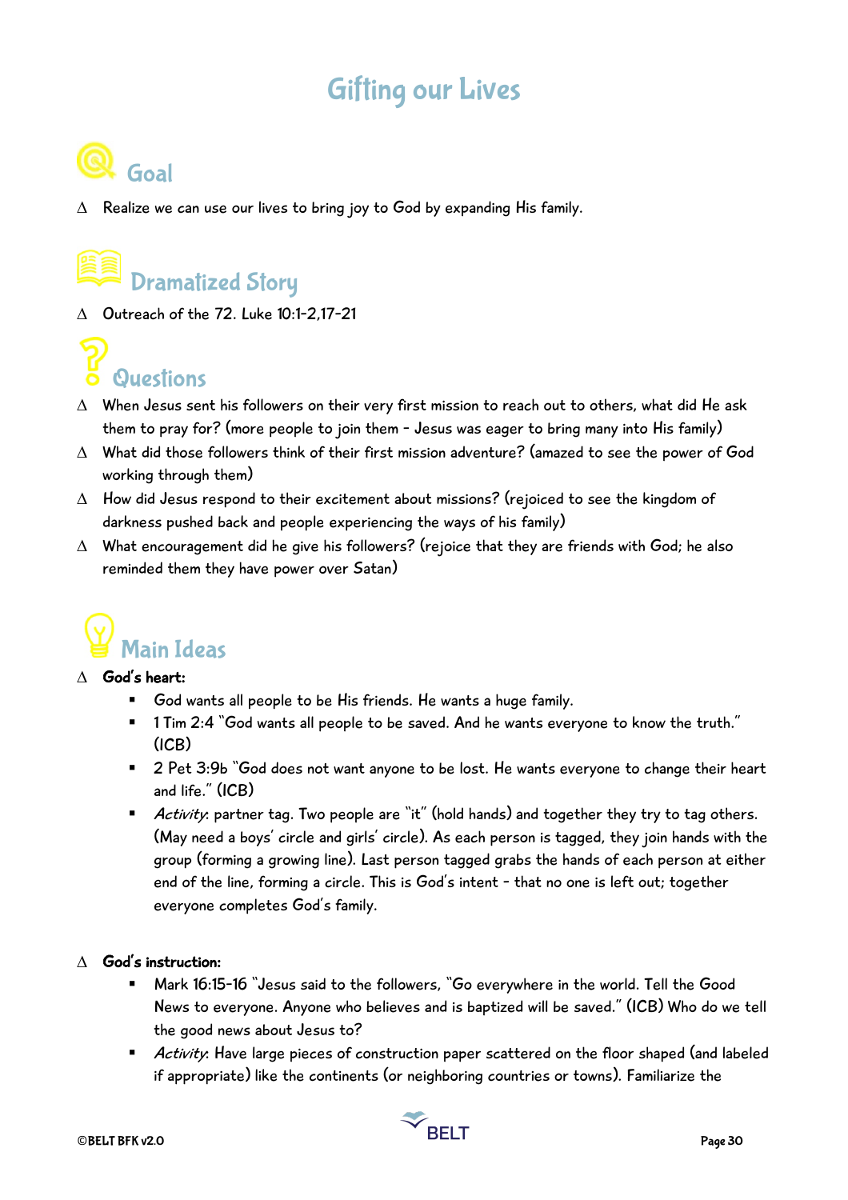# Gifting our Lives

## Goal

- Δ Realize we can use our lives to bring joy to God by expanding His family.

## Dramatized Story

- Δ Outreach of the 72. Luke 10:1-2,17-21

## Questions

- Δ When Jesus sent his followers on their very first mission to reach out to others, what did He ask them to pray for? (more people to join them - Jesus was eager to bring many into His family)
- Δ What did those followers think of their first mission adventure? (amazed to see the power of God working through them)
- Δ How did Jesus respond to their excitement about missions? (rejoiced to see the kingdom of darkness pushed back and people experiencing the ways of his family)
- Δ What encouragement did he give his followers? (rejoice that they are friends with God; he also reminded them they have power over Satan)

## Main Ideas

- Δ **God's heart:**
  - God wants all people to be His friends. He wants a huge family.
  - 1 Tim 2:4 "God wants all people to be saved. And he wants everyone to know the truth." (ICB)
  - 2 Pet 3:9b "God does not want anyone to be lost. He wants everyone to change their heart and life." (ICB)
  - *Activity*: partner tag. Two people are "it" (hold hands) and together they try to tag others. (May need a boys' circle and girls' circle). As each person is tagged, they join hands with the group (forming a growing line). Last person tagged grabs the hands of each person at either end of the line, forming a circle. This is God's intent - that no one is left out; together everyone completes God's family.

- Δ **God's instruction:**
  - Mark 16:15-16 "Jesus said to the followers, "Go everywhere in the world. Tell the Good News to everyone. Anyone who believes and is baptized will be saved." (ICB) Who do we tell the good news about Jesus to?
  - *Activity*: Have large pieces of construction paper scattered on the floor shaped (and labeled if appropriate) like the continents (or neighboring countries or towns). Familiarize the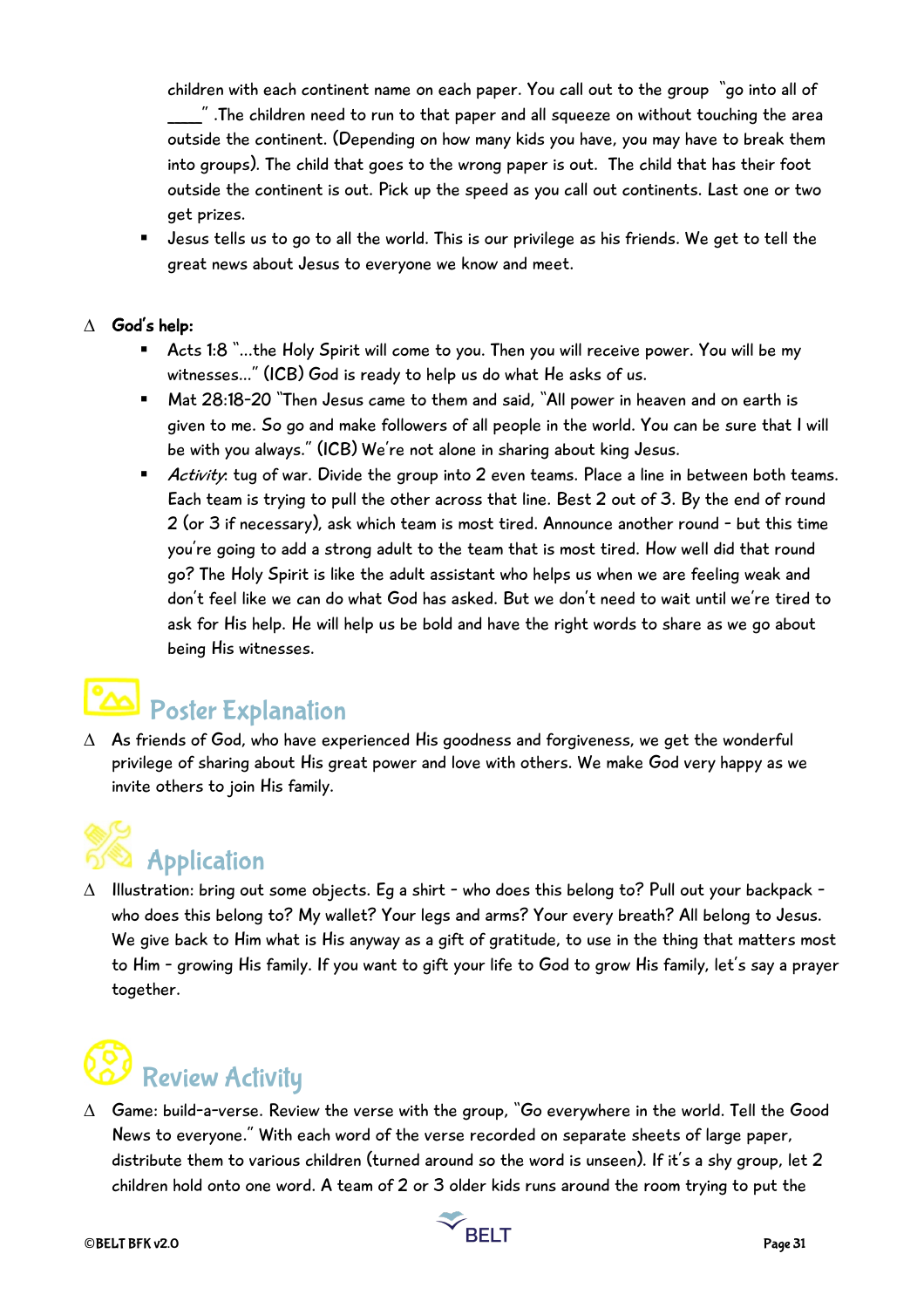children with each continent name on each paper. You call out to the group "go into all of ____" .The children need to run to that paper and all squeeze on without touching the area outside the continent. (Depending on how many kids you have, you may have to break them into groups). The child that goes to the wrong paper is out. The child that has their foot outside the continent is out. Pick up the speed as you call out continents. Last one or two get prizes.

- Jesus tells us to go to all the world. This is our privilege as his friends. We get to tell the great news about Jesus to everyone we know and meet.

∆ **God's help:**

- Acts 1:8 "…the Holy Spirit will come to you. Then you will receive power. You will be my witnesses…" (ICB) God is ready to help us do what He asks of us.
- Mat 28:18-20 "Then Jesus came to them and said, "All power in heaven and on earth is given to me. So go and make followers of all people in the world. You can be sure that I will be with you always." (ICB) We're not alone in sharing about king Jesus.
- *Activity*: tug of war. Divide the group into 2 even teams. Place a line in between both teams. Each team is trying to pull the other across that line. Best 2 out of 3. By the end of round 2 (or 3 if necessary), ask which team is most tired. Announce another round - but this time you're going to add a strong adult to the team that is most tired. How well did that round go? The Holy Spirit is like the adult assistant who helps us when we are feeling weak and don't feel like we can do what God has asked. But we don't need to wait until we're tired to ask for His help. He will help us be bold and have the right words to share as we go about being His witnesses.

## Poster Explanation

∆ As friends of God, who have experienced His goodness and forgiveness, we get the wonderful privilege of sharing about His great power and love with others. We make God very happy as we invite others to join His family.

## Application

∆ Illustration: bring out some objects. Eg a shirt - who does this belong to? Pull out your backpack - who does this belong to? My wallet? Your legs and arms? Your every breath? All belong to Jesus. We give back to Him what is His anyway as a gift of gratitude, to use in the thing that matters most to Him - growing His family. If you want to gift your life to God to grow His family, let's say a prayer together.

## Review Activity

∆ Game: build-a-verse. Review the verse with the group, "Go everywhere in the world. Tell the Good News to everyone." With each word of the verse recorded on separate sheets of large paper, distribute them to various children (turned around so the word is unseen). If it's a shy group, let 2 children hold onto one word. A team of 2 or 3 older kids runs around the room trying to put the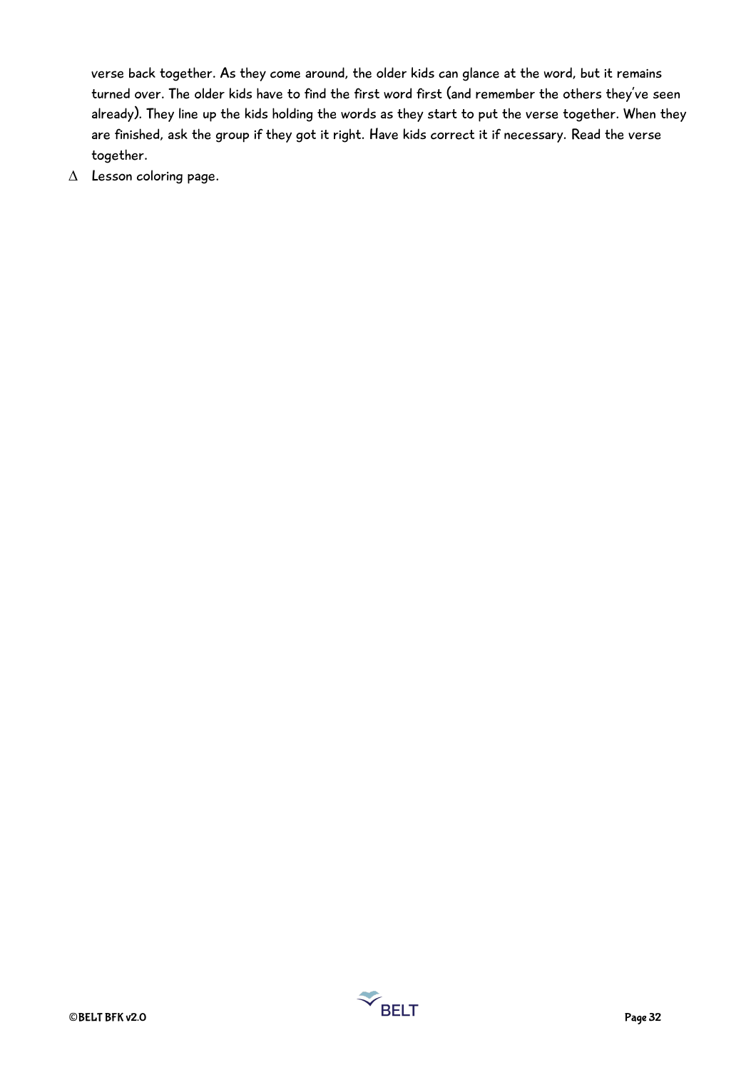verse back together. As they come around, the older kids can glance at the word, but it remains turned over. The older kids have to find the first word first (and remember the others they've seen already). They line up the kids holding the words as they start to put the verse together. When they are finished, ask the group if they got it right. Have kids correct it if necessary. Read the verse together.

- Lesson coloring page.